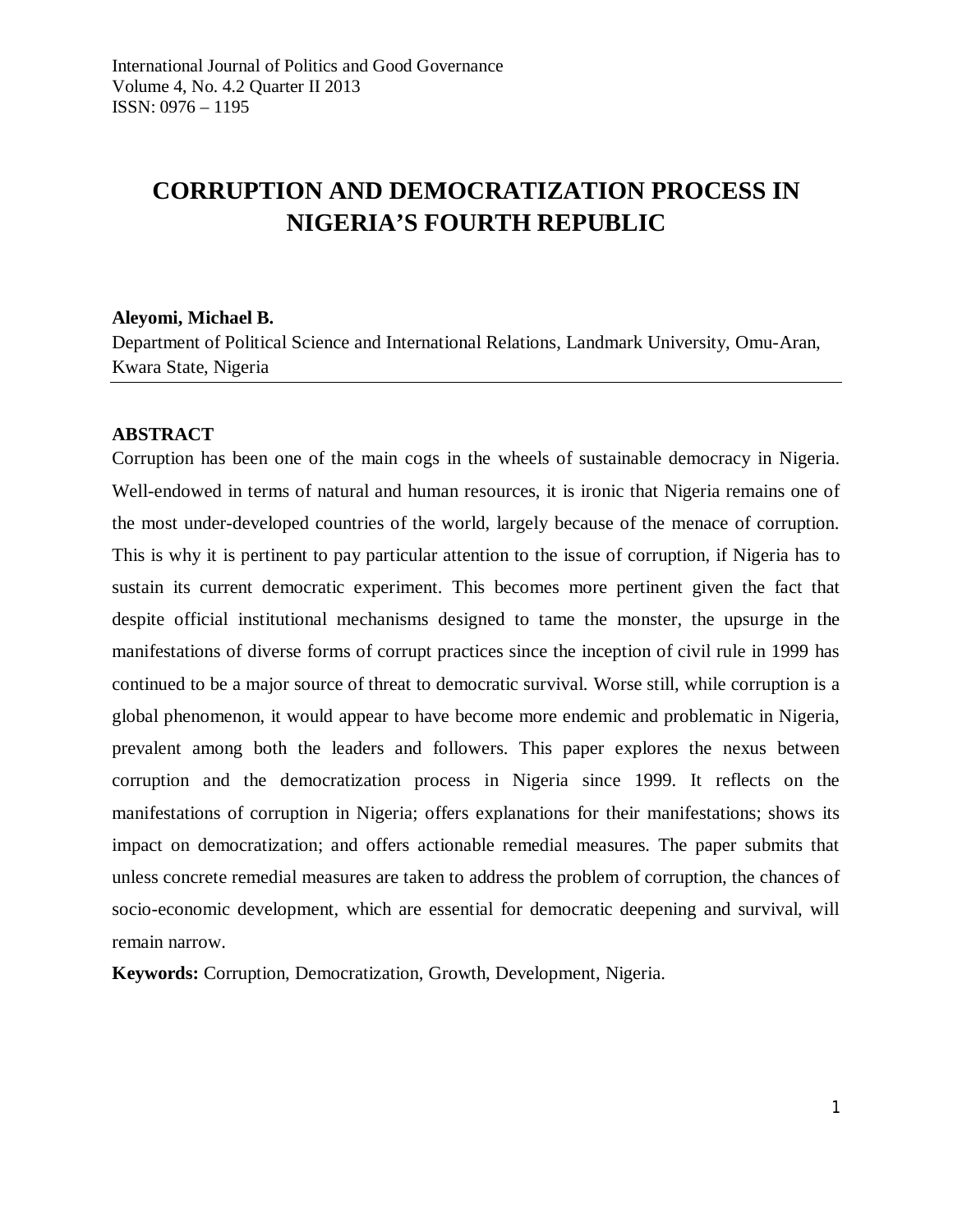# CORRUPTION AND DEMOCRATIZATION PROCESS IN NIGERIA'S FOURTH REPUBLIC

**Aleyomi, Michael B.**

Department of Political Science and International Relations, Landmark University, Omu-Aran, Kwara State, Nigeria

## ABSTRACT

Corruption has been one of the main cogs in the wheels of sustainable democracy in Nigeria. Well-endowed in terms of natural and human resources, it is ironic that Nigeria remains one of the most under-developed countries of the world, largely because of the menace of corruption. This is why it is pertinent to pay particular attention to the issue of corruption, if Nigeria has to sustain its current democratic experiment. This becomes more pertinent given the fact that despite official institutional mechanisms designed to tame the monster, the upsurge in the manifestations of diverse forms of corrupt practices since the inception of civil rule in 1999 has continued to be a major source of threat to democratic survival. Worse still, while corruption is a global phenomenon, it would appear to have become more endemic and problematic in Nigeria, prevalent among both the leaders and followers. This paper explores the nexus between corruption and the democratization process in Nigeria since 1999. It reflects on the manifestations of corruption in Nigeria; offers explanations for their manifestations; shows its impact on democratization; and offers actionable remedial measures. The paper submits that unless concrete remedial measures are taken to address the problem of corruption, the chances of socio-economic development, which are essential for democratic deepening and survival, will remain narrow.

**Keywords:** Corruption, Democratization, Growth, Development, Nigeria.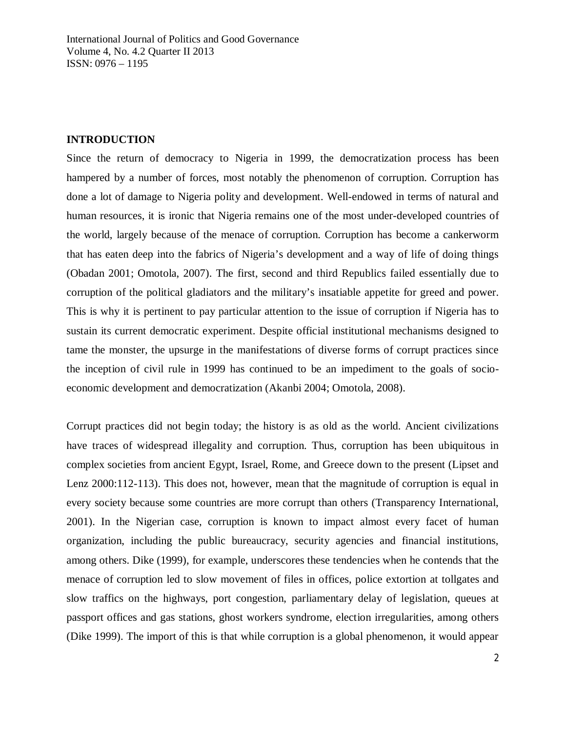## INTRODUCTION

Since the return of democracy to Nigeria in 1999, the democratization process has been hampered by a number of forces, most notably the phenomenon of corruption. Corruption has done a lot of damage to Nigeria polity and development. Well-endowed in terms of natural and human resources, it is ironic that Nigeria remains one of the most under-developed countries of the world, largely because of the menace of corruption. Corruption has become a cankerworm that has eaten deep into the fabrics of Nigeria's development and a way of life of doing things (Obadan 2001; Omotola, 2007). The first, second and third Republics failed essentially due to corruption of the political gladiators and the military's insatiable appetite for greed and power. This is why it is pertinent to pay particular attention to the issue of corruption if Nigeria has to sustain its current democratic experiment. Despite official institutional mechanisms designed to tame the monster, the upsurge in the manifestations of diverse forms of corrupt practices since the inception of civil rule in 1999 has continued to be an impediment to the goals of socio-economic development and democratization (Akanbi 2004; Omotola, 2008).

Corrupt practices did not begin today; the history is as old as the world. Ancient civilizations have traces of widespread illegality and corruption. Thus, corruption has been ubiquitous in complex societies from ancient Egypt, Israel, Rome, and Greece down to the present (Lipset and Lenz 2000:112-113). This does not, however, mean that the magnitude of corruption is equal in every society because some countries are more corrupt than others (Transparency International, 2001). In the Nigerian case, corruption is known to impact almost every facet of human organization, including the public bureaucracy, security agencies and financial institutions, among others. Dike (1999), for example, underscores these tendencies when he contends that the menace of corruption led to slow movement of files in offices, police extortion at tollgates and slow traffics on the highways, port congestion, parliamentary delay of legislation, queues at passport offices and gas stations, ghost workers syndrome, election irregularities, among others (Dike 1999). The import of this is that while corruption is a global phenomenon, it would appear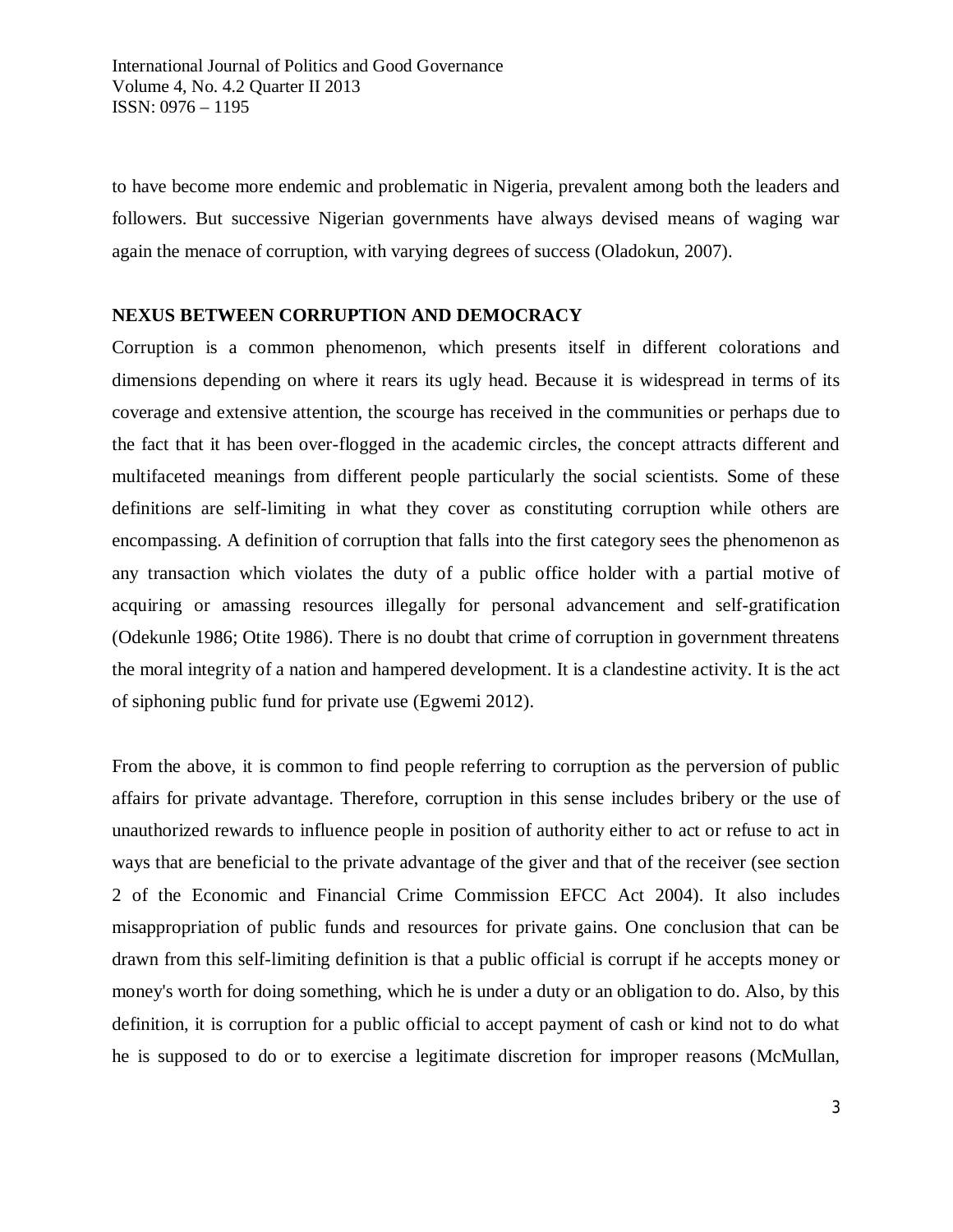to have become more endemic and problematic in Nigeria, prevalent among both the leaders and followers. But successive Nigerian governments have always devised means of waging war again the menace of corruption, with varying degrees of success (Oladokun, 2007).

## NEXUS BETWEEN CORRUPTION AND DEMOCRACY

Corruption is a common phenomenon, which presents itself in different colorations and dimensions depending on where it rears its ugly head. Because it is widespread in terms of its coverage and extensive attention, the scourge has received in the communities or perhaps due to the fact that it has been over-flogged in the academic circles, the concept attracts different and multifaceted meanings from different people particularly the social scientists. Some of these definitions are self-limiting in what they cover as constituting corruption while others are encompassing. A definition of corruption that falls into the first category sees the phenomenon as any transaction which violates the duty of a public office holder with a partial motive of acquiring or amassing resources illegally for personal advancement and self-gratification (Odekunle 1986; Otite 1986). There is no doubt that crime of corruption in government threatens the moral integrity of a nation and hampered development. It is a clandestine activity. It is the act of siphoning public fund for private use (Egwemi 2012).

From the above, it is common to find people referring to corruption as the perversion of public affairs for private advantage. Therefore, corruption in this sense includes bribery or the use of unauthorized rewards to influence people in position of authority either to act or refuse to act in ways that are beneficial to the private advantage of the giver and that of the receiver (see section 2 of the Economic and Financial Crime Commission EFCC Act 2004). It also includes misappropriation of public funds and resources for private gains. One conclusion that can be drawn from this self-limiting definition is that a public official is corrupt if he accepts money or money's worth for doing something, which he is under a duty or an obligation to do. Also, by this definition, it is corruption for a public official to accept payment of cash or kind not to do what he is supposed to do or to exercise a legitimate discretion for improper reasons (McMullan,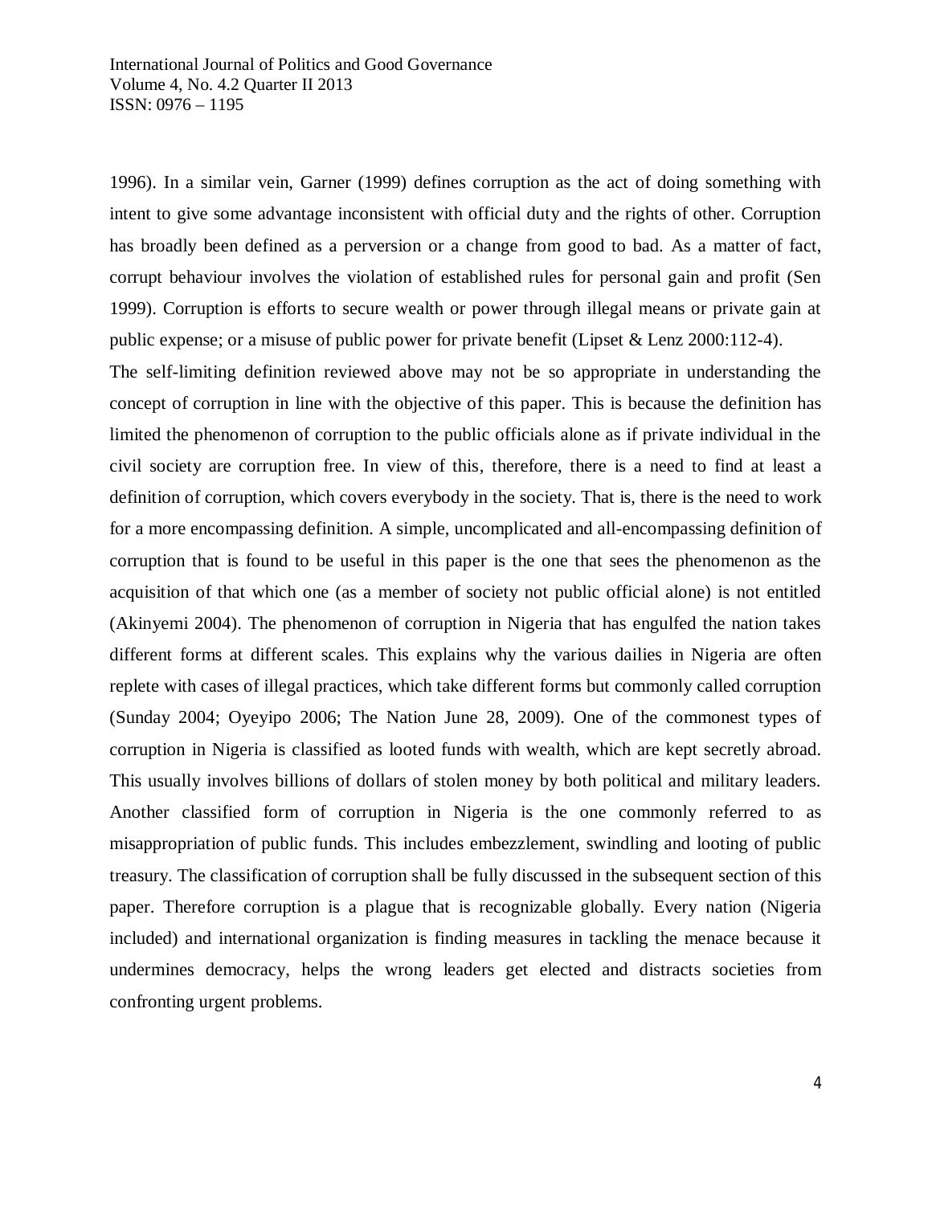1996). In a similar vein, Garner (1999) defines corruption as the act of doing something with intent to give some advantage inconsistent with official duty and the rights of other. Corruption has broadly been defined as a perversion or a change from good to bad. As a matter of fact, corrupt behaviour involves the violation of established rules for personal gain and profit (Sen 1999). Corruption is efforts to secure wealth or power through illegal means or private gain at public expense; or a misuse of public power for private benefit (Lipset & Lenz 2000:112-4).

The self-limiting definition reviewed above may not be so appropriate in understanding the concept of corruption in line with the objective of this paper. This is because the definition has limited the phenomenon of corruption to the public officials alone as if private individual in the civil society are corruption free. In view of this, therefore, there is a need to find at least a definition of corruption, which covers everybody in the society. That is, there is the need to work for a more encompassing definition. A simple, uncomplicated and all-encompassing definition of corruption that is found to be useful in this paper is the one that sees the phenomenon as the acquisition of that which one (as a member of society not public official alone) is not entitled (Akinyemi 2004). The phenomenon of corruption in Nigeria that has engulfed the nation takes different forms at different scales. This explains why the various dailies in Nigeria are often replete with cases of illegal practices, which take different forms but commonly called corruption (Sunday 2004; Oyeyipo 2006; The Nation June 28, 2009). One of the commonest types of corruption in Nigeria is classified as looted funds with wealth, which are kept secretly abroad. This usually involves billions of dollars of stolen money by both political and military leaders. Another classified form of corruption in Nigeria is the one commonly referred to as misappropriation of public funds. This includes embezzlement, swindling and looting of public treasury. The classification of corruption shall be fully discussed in the subsequent section of this paper. Therefore corruption is a plague that is recognizable globally. Every nation (Nigeria included) and international organization is finding measures in tackling the menace because it undermines democracy, helps the wrong leaders get elected and distracts societies from confronting urgent problems.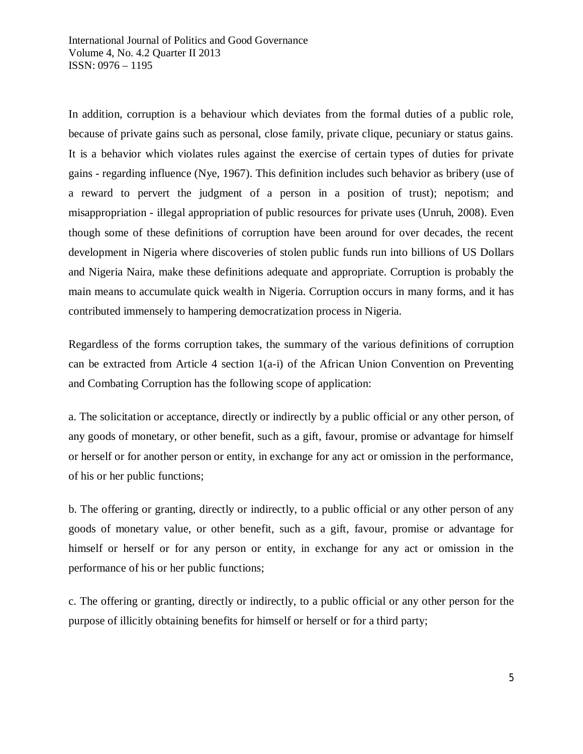In addition, corruption is a behaviour which deviates from the formal duties of a public role, because of private gains such as personal, close family, private clique, pecuniary or status gains. It is a behavior which violates rules against the exercise of certain types of duties for private gains - regarding influence (Nye, 1967). This definition includes such behavior as bribery (use of a reward to pervert the judgment of a person in a position of trust); nepotism; and misappropriation - illegal appropriation of public resources for private uses (Unruh, 2008). Even though some of these definitions of corruption have been around for over decades, the recent development in Nigeria where discoveries of stolen public funds run into billions of US Dollars and Nigeria Naira, make these definitions adequate and appropriate. Corruption is probably the main means to accumulate quick wealth in Nigeria. Corruption occurs in many forms, and it has contributed immensely to hampering democratization process in Nigeria.

Regardless of the forms corruption takes, the summary of the various definitions of corruption can be extracted from Article 4 section 1(a-i) of the African Union Convention on Preventing and Combating Corruption has the following scope of application:

a. The solicitation or acceptance, directly or indirectly by a public official or any other person, of any goods of monetary, or other benefit, such as a gift, favour, promise or advantage for himself or herself or for another person or entity, in exchange for any act or omission in the performance, of his or her public functions;

b. The offering or granting, directly or indirectly, to a public official or any other person of any goods of monetary value, or other benefit, such as a gift, favour, promise or advantage for himself or herself or for any person or entity, in exchange for any act or omission in the performance of his or her public functions;

c. The offering or granting, directly or indirectly, to a public official or any other person for the purpose of illicitly obtaining benefits for himself or herself or for a third party;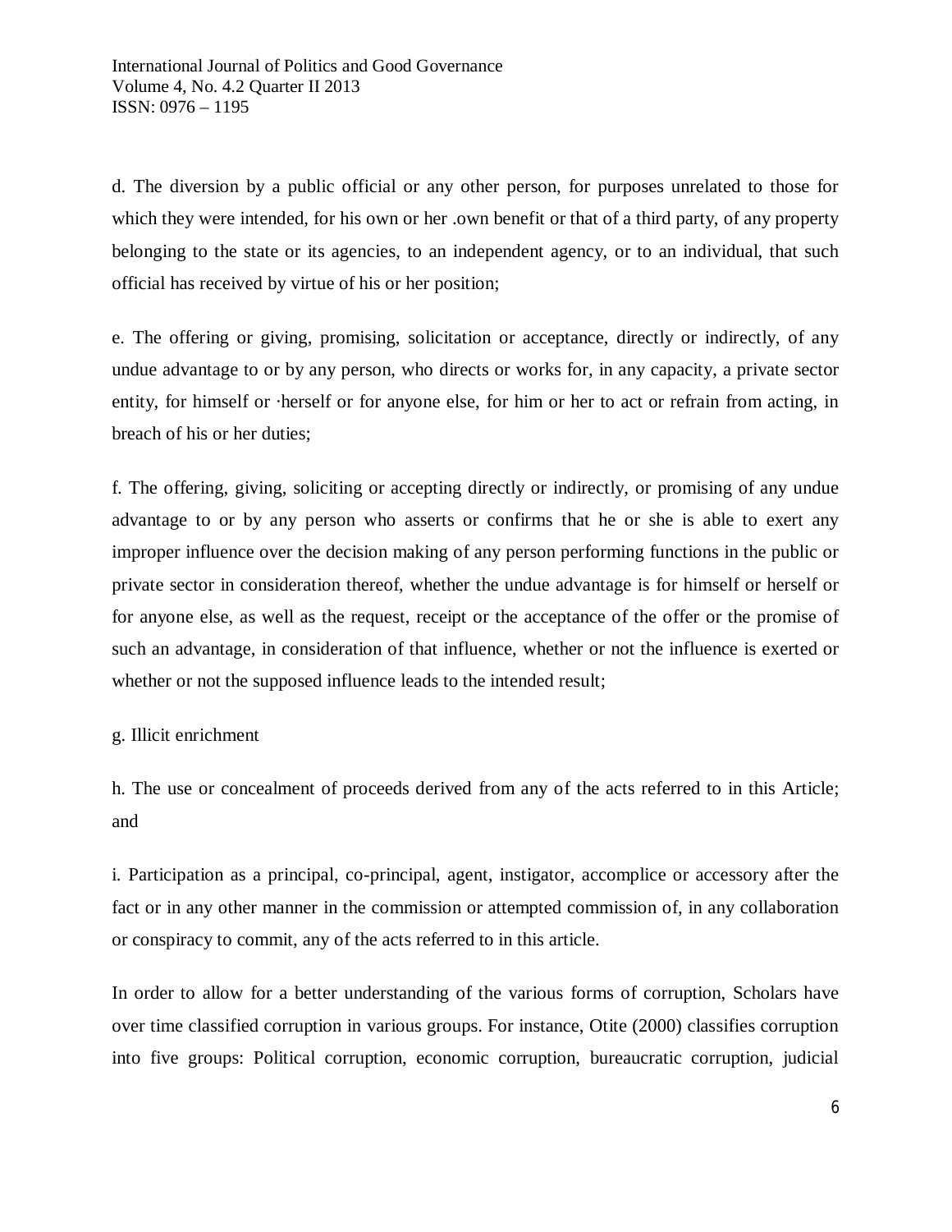d. The diversion by a public official or any other person, for purposes unrelated to those for which they were intended, for his own or her .own benefit or that of a third party, of any property belonging to the state or its agencies, to an independent agency, or to an individual, that such official has received by virtue of his or her position;

e. The offering or giving, promising, solicitation or acceptance, directly or indirectly, of any undue advantage to or by any person, who directs or works for, in any capacity, a private sector entity, for himself or ·herself or for anyone else, for him or her to act or refrain from acting, in breach of his or her duties;

f. The offering, giving, soliciting or accepting directly or indirectly, or promising of any undue advantage to or by any person who asserts or confirms that he or she is able to exert any improper influence over the decision making of any person performing functions in the public or private sector in consideration thereof, whether the undue advantage is for himself or herself or for anyone else, as well as the request, receipt or the acceptance of the offer or the promise of such an advantage, in consideration of that influence, whether or not the influence is exerted or whether or not the supposed influence leads to the intended result;

g. Illicit enrichment

h. The use or concealment of proceeds derived from any of the acts referred to in this Article; and

i. Participation as a principal, co-principal, agent, instigator, accomplice or accessory after the fact or in any other manner in the commission or attempted commission of, in any collaboration or conspiracy to commit, any of the acts referred to in this article.

In order to allow for a better understanding of the various forms of corruption, Scholars have over time classified corruption in various groups. For instance, Otite (2000) classifies corruption into five groups: Political corruption, economic corruption, bureaucratic corruption, judicial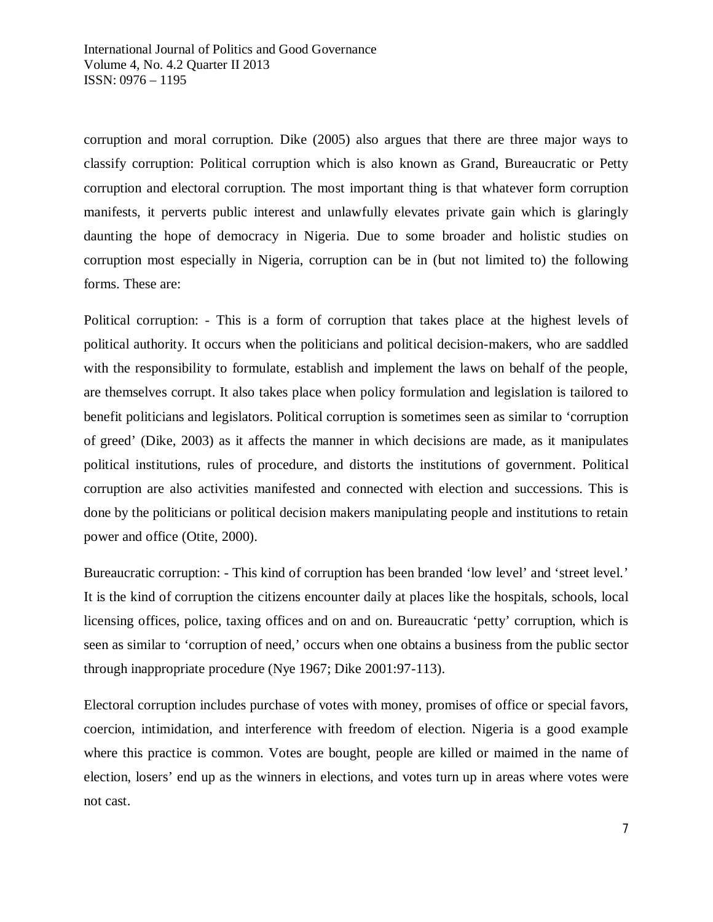corruption and moral corruption. Dike (2005) also argues that there are three major ways to classify corruption: Political corruption which is also known as Grand, Bureaucratic or Petty corruption and electoral corruption. The most important thing is that whatever form corruption manifests, it perverts public interest and unlawfully elevates private gain which is glaringly daunting the hope of democracy in Nigeria. Due to some broader and holistic studies on corruption most especially in Nigeria, corruption can be in (but not limited to) the following forms. These are:

Political corruption: - This is a form of corruption that takes place at the highest levels of political authority. It occurs when the politicians and political decision-makers, who are saddled with the responsibility to formulate, establish and implement the laws on behalf of the people, are themselves corrupt. It also takes place when policy formulation and legislation is tailored to benefit politicians and legislators. Political corruption is sometimes seen as similar to 'corruption of greed' (Dike, 2003) as it affects the manner in which decisions are made, as it manipulates political institutions, rules of procedure, and distorts the institutions of government. Political corruption are also activities manifested and connected with election and successions. This is done by the politicians or political decision makers manipulating people and institutions to retain power and office (Otite, 2000).

Bureaucratic corruption: - This kind of corruption has been branded 'low level' and 'street level.' It is the kind of corruption the citizens encounter daily at places like the hospitals, schools, local licensing offices, police, taxing offices and on and on. Bureaucratic 'petty' corruption, which is seen as similar to 'corruption of need,' occurs when one obtains a business from the public sector through inappropriate procedure (Nye 1967; Dike 2001:97-113).

Electoral corruption includes purchase of votes with money, promises of office or special favors, coercion, intimidation, and interference with freedom of election. Nigeria is a good example where this practice is common. Votes are bought, people are killed or maimed in the name of election, losers' end up as the winners in elections, and votes turn up in areas where votes were not cast.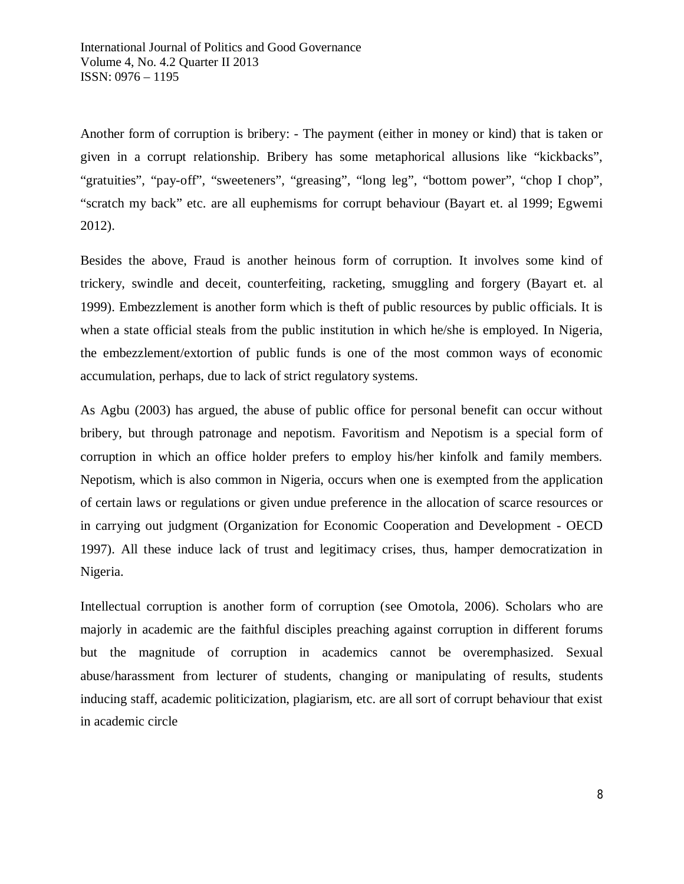Another form of corruption is bribery: - The payment (either in money or kind) that is taken or given in a corrupt relationship. Bribery has some metaphorical allusions like “kickbacks”, “gratuities”, “pay-off”, “sweeteners”, “greasing”, “long leg”, “bottom power”, “chop I chop”, “scratch my back” etc. are all euphemisms for corrupt behaviour (Bayart et. al 1999; Egwemi 2012).

Besides the above, Fraud is another heinous form of corruption. It involves some kind of trickery, swindle and deceit, counterfeiting, racketing, smuggling and forgery (Bayart et. al 1999). Embezzlement is another form which is theft of public resources by public officials. It is when a state official steals from the public institution in which he/she is employed. In Nigeria, the embezzlement/extortion of public funds is one of the most common ways of economic accumulation, perhaps, due to lack of strict regulatory systems.

As Agbu (2003) has argued, the abuse of public office for personal benefit can occur without bribery, but through patronage and nepotism. Favoritism and Nepotism is a special form of corruption in which an office holder prefers to employ his/her kinfolk and family members. Nepotism, which is also common in Nigeria, occurs when one is exempted from the application of certain laws or regulations or given undue preference in the allocation of scarce resources or in carrying out judgment (Organization for Economic Cooperation and Development - OECD 1997). All these induce lack of trust and legitimacy crises, thus, hamper democratization in Nigeria.

Intellectual corruption is another form of corruption (see Omotola, 2006). Scholars who are majorly in academic are the faithful disciples preaching against corruption in different forums but the magnitude of corruption in academics cannot be overemphasized. Sexual abuse/harassment from lecturer of students, changing or manipulating of results, students inducing staff, academic politicization, plagiarism, etc. are all sort of corrupt behaviour that exist in academic circle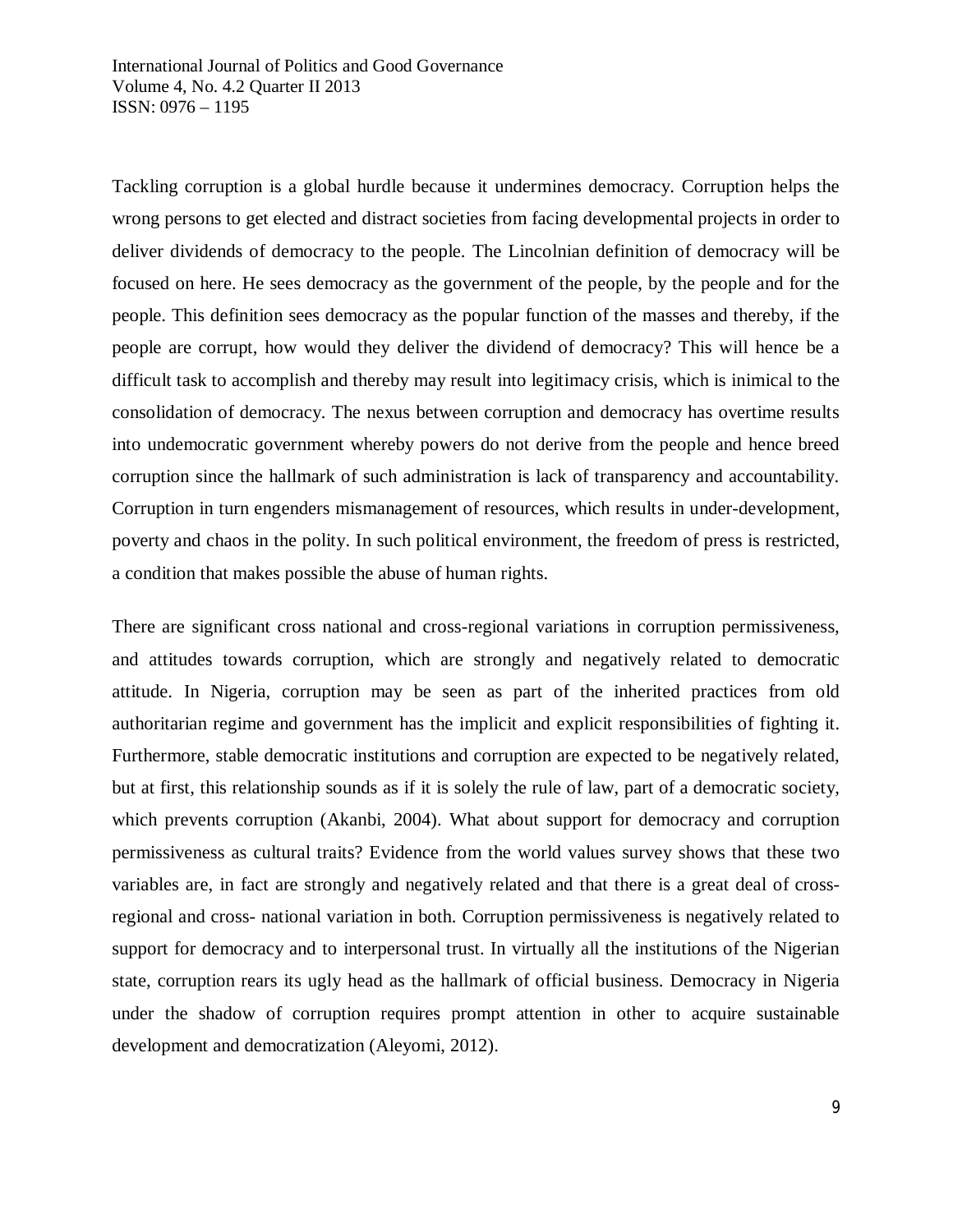Tackling corruption is a global hurdle because it undermines democracy. Corruption helps the wrong persons to get elected and distract societies from facing developmental projects in order to deliver dividends of democracy to the people. The Lincolnian definition of democracy will be focused on here. He sees democracy as the government of the people, by the people and for the people. This definition sees democracy as the popular function of the masses and thereby, if the people are corrupt, how would they deliver the dividend of democracy? This will hence be a difficult task to accomplish and thereby may result into legitimacy crisis, which is inimical to the consolidation of democracy. The nexus between corruption and democracy has overtime results into undemocratic government whereby powers do not derive from the people and hence breed corruption since the hallmark of such administration is lack of transparency and accountability. Corruption in turn engenders mismanagement of resources, which results in under-development, poverty and chaos in the polity. In such political environment, the freedom of press is restricted, a condition that makes possible the abuse of human rights.

There are significant cross national and cross-regional variations in corruption permissiveness, and attitudes towards corruption, which are strongly and negatively related to democratic attitude. In Nigeria, corruption may be seen as part of the inherited practices from old authoritarian regime and government has the implicit and explicit responsibilities of fighting it. Furthermore, stable democratic institutions and corruption are expected to be negatively related, but at first, this relationship sounds as if it is solely the rule of law, part of a democratic society, which prevents corruption (Akanbi, 2004). What about support for democracy and corruption permissiveness as cultural traits? Evidence from the world values survey shows that these two variables are, in fact are strongly and negatively related and that there is a great deal of cross-regional and cross- national variation in both. Corruption permissiveness is negatively related to support for democracy and to interpersonal trust. In virtually all the institutions of the Nigerian state, corruption rears its ugly head as the hallmark of official business. Democracy in Nigeria under the shadow of corruption requires prompt attention in other to acquire sustainable development and democratization (Aleyomi, 2012).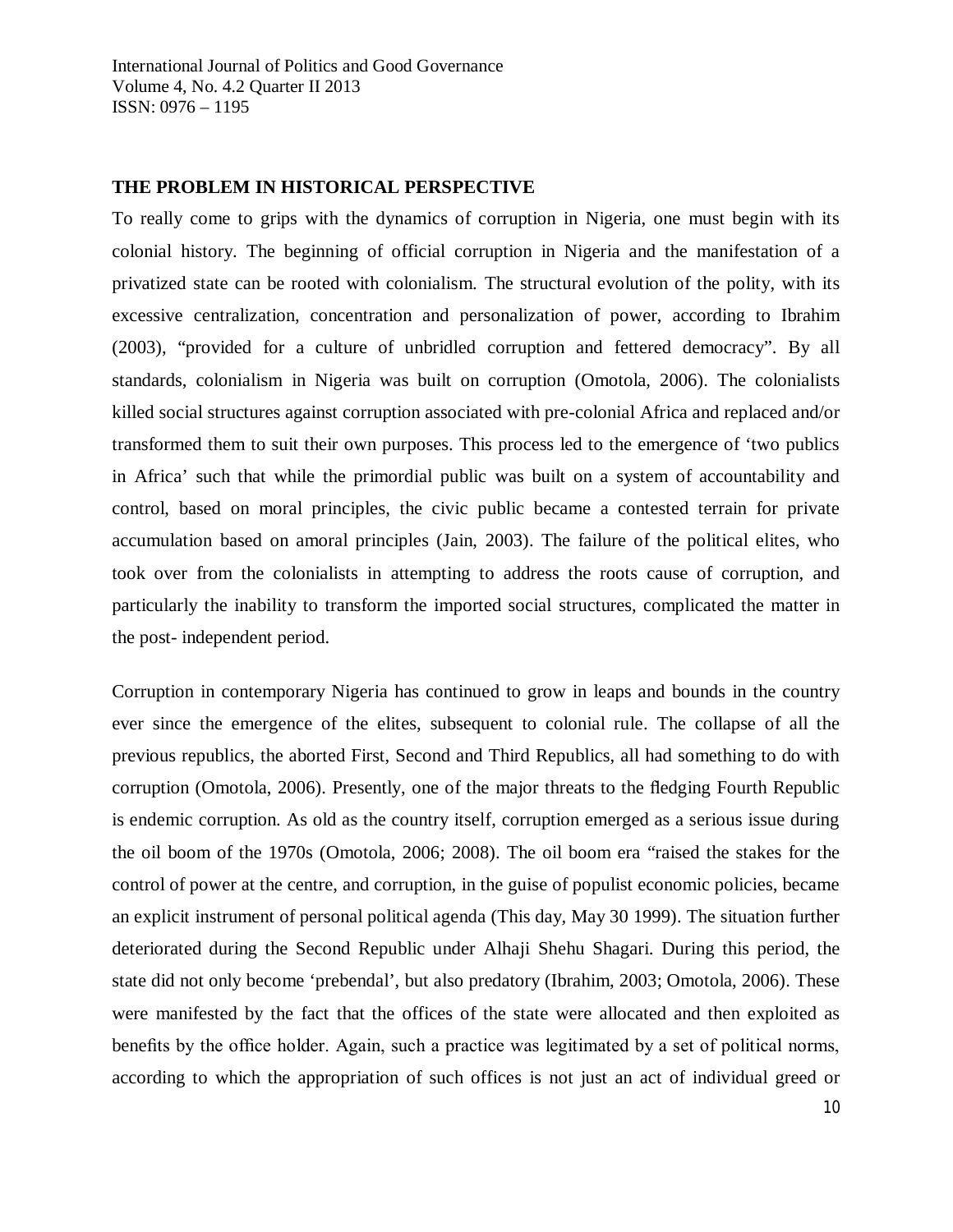## THE PROBLEM IN HISTORICAL PERSPECTIVE

To really come to grips with the dynamics of corruption in Nigeria, one must begin with its colonial history. The beginning of official corruption in Nigeria and the manifestation of a privatized state can be rooted with colonialism. The structural evolution of the polity, with its excessive centralization, concentration and personalization of power, according to Ibrahim (2003), "provided for a culture of unbridled corruption and fettered democracy". By all standards, colonialism in Nigeria was built on corruption (Omotola, 2006). The colonialists killed social structures against corruption associated with pre-colonial Africa and replaced and/or transformed them to suit their own purposes. This process led to the emergence of 'two publics in Africa' such that while the primordial public was built on a system of accountability and control, based on moral principles, the civic public became a contested terrain for private accumulation based on amoral principles (Jain, 2003). The failure of the political elites, who took over from the colonialists in attempting to address the roots cause of corruption, and particularly the inability to transform the imported social structures, complicated the matter in the post- independent period.

Corruption in contemporary Nigeria has continued to grow in leaps and bounds in the country ever since the emergence of the elites, subsequent to colonial rule. The collapse of all the previous republics, the aborted First, Second and Third Republics, all had something to do with corruption (Omotola, 2006). Presently, one of the major threats to the fledging Fourth Republic is endemic corruption. As old as the country itself, corruption emerged as a serious issue during the oil boom of the 1970s (Omotola, 2006; 2008). The oil boom era "raised the stakes for the control of power at the centre, and corruption, in the guise of populist economic policies, became an explicit instrument of personal political agenda (This day, May 30 1999). The situation further deteriorated during the Second Republic under Alhaji Shehu Shagari. During this period, the state did not only become 'prebendal', but also predatory (Ibrahim, 2003; Omotola, 2006). These were manifested by the fact that the offices of the state were allocated and then exploited as benefits by the office holder. Again, such a practice was legitimated by a set of political norms, according to which the appropriation of such offices is not just an act of individual greed or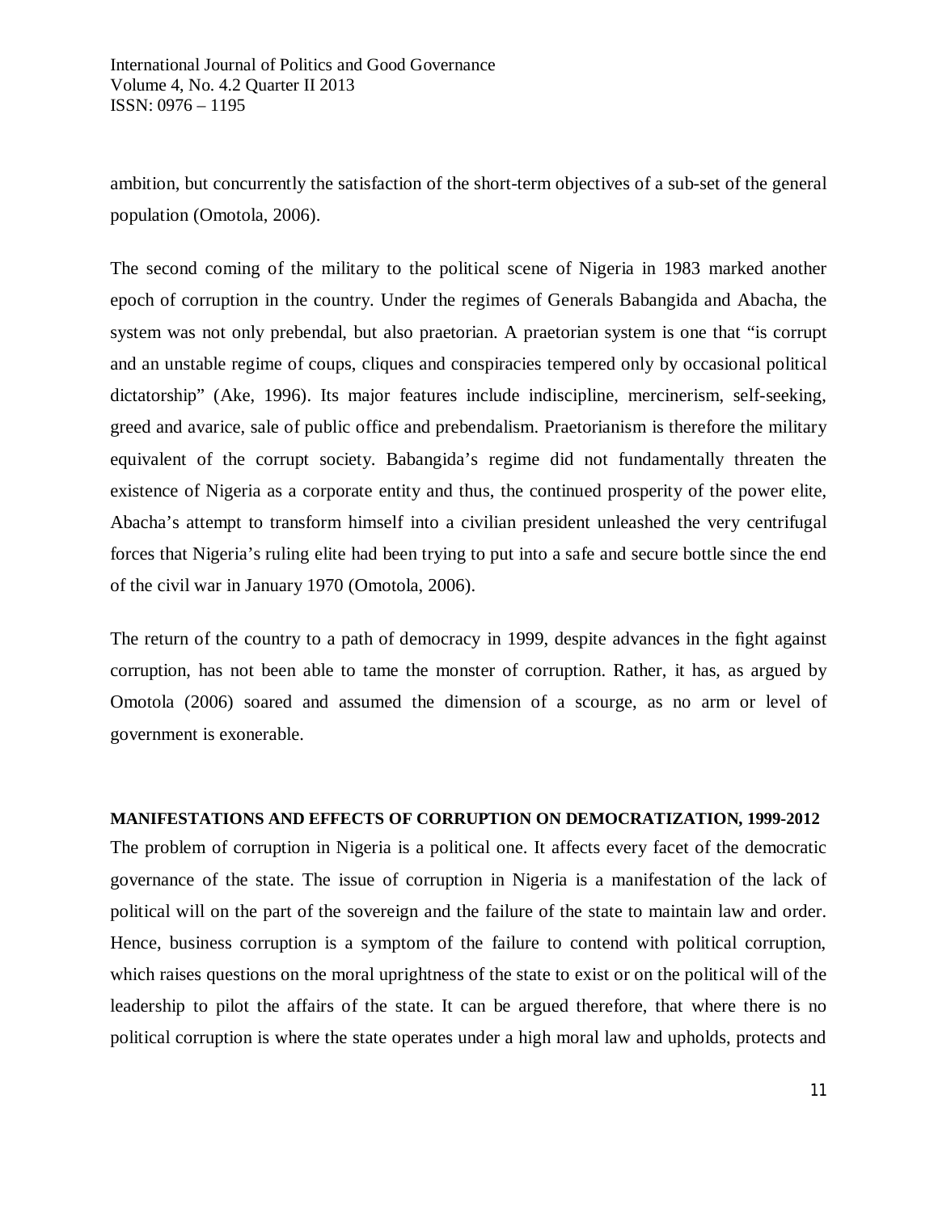ambition, but concurrently the satisfaction of the short-term objectives of a sub-set of the general population (Omotola, 2006).

The second coming of the military to the political scene of Nigeria in 1983 marked another epoch of corruption in the country. Under the regimes of Generals Babangida and Abacha, the system was not only prebendal, but also praetorian. A praetorian system is one that "is corrupt and an unstable regime of coups, cliques and conspiracies tempered only by occasional political dictatorship" (Ake, 1996). Its major features include indiscipline, mercinerism, self-seeking, greed and avarice, sale of public office and prebendalism. Praetorianism is therefore the military equivalent of the corrupt society. Babangida's regime did not fundamentally threaten the existence of Nigeria as a corporate entity and thus, the continued prosperity of the power elite, Abacha's attempt to transform himself into a civilian president unleashed the very centrifugal forces that Nigeria's ruling elite had been trying to put into a safe and secure bottle since the end of the civil war in January 1970 (Omotola, 2006).

The return of the country to a path of democracy in 1999, despite advances in the fight against corruption, has not been able to tame the monster of corruption. Rather, it has, as argued by Omotola (2006) soared and assumed the dimension of a scourge, as no arm or level of government is exonerable.

## MANIFESTATIONS AND EFFECTS OF CORRUPTION ON DEMOCRATIZATION, 1999-2012

The problem of corruption in Nigeria is a political one. It affects every facet of the democratic governance of the state. The issue of corruption in Nigeria is a manifestation of the lack of political will on the part of the sovereign and the failure of the state to maintain law and order. Hence, business corruption is a symptom of the failure to contend with political corruption, which raises questions on the moral uprightness of the state to exist or on the political will of the leadership to pilot the affairs of the state. It can be argued therefore, that where there is no political corruption is where the state operates under a high moral law and upholds, protects and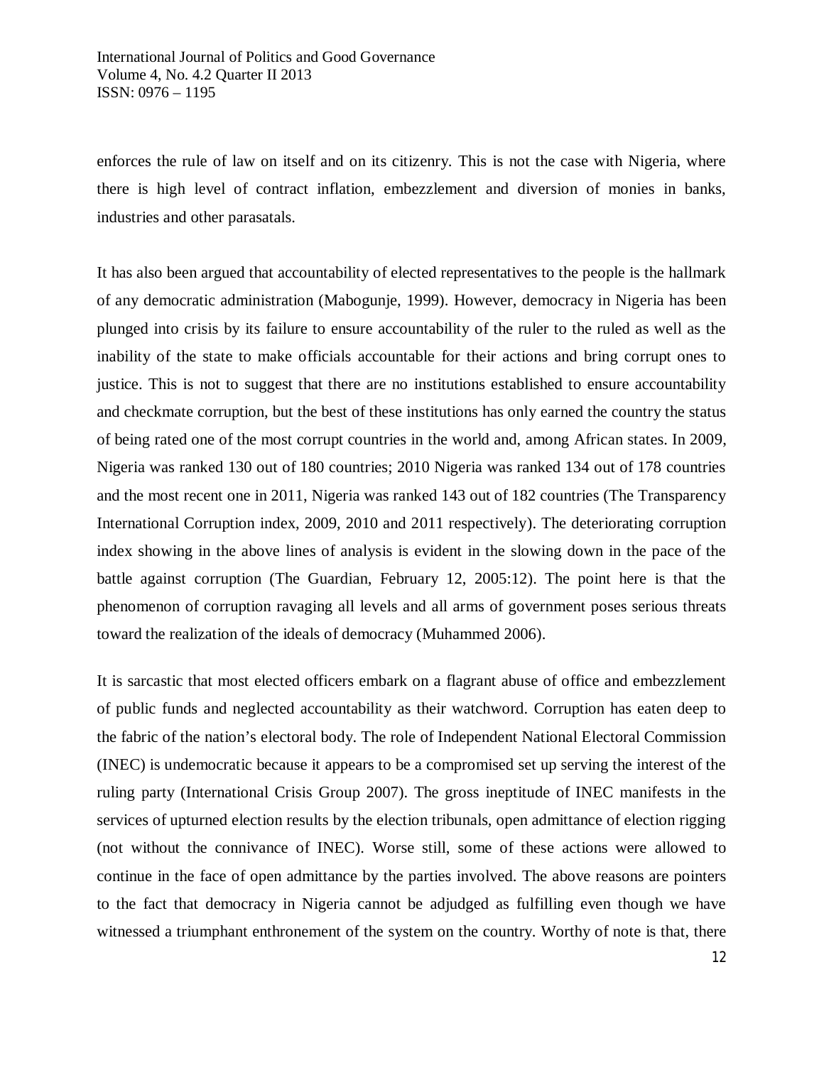enforces the rule of law on itself and on its citizenry. This is not the case with Nigeria, where there is high level of contract inflation, embezzlement and diversion of monies in banks, industries and other parasatals.

It has also been argued that accountability of elected representatives to the people is the hallmark of any democratic administration (Mabogunje, 1999). However, democracy in Nigeria has been plunged into crisis by its failure to ensure accountability of the ruler to the ruled as well as the inability of the state to make officials accountable for their actions and bring corrupt ones to justice. This is not to suggest that there are no institutions established to ensure accountability and checkmate corruption, but the best of these institutions has only earned the country the status of being rated one of the most corrupt countries in the world and, among African states. In 2009, Nigeria was ranked 130 out of 180 countries; 2010 Nigeria was ranked 134 out of 178 countries and the most recent one in 2011, Nigeria was ranked 143 out of 182 countries (The Transparency International Corruption index, 2009, 2010 and 2011 respectively). The deteriorating corruption index showing in the above lines of analysis is evident in the slowing down in the pace of the battle against corruption (The Guardian, February 12, 2005:12). The point here is that the phenomenon of corruption ravaging all levels and all arms of government poses serious threats toward the realization of the ideals of democracy (Muhammed 2006).

It is sarcastic that most elected officers embark on a flagrant abuse of office and embezzlement of public funds and neglected accountability as their watchword. Corruption has eaten deep to the fabric of the nation's electoral body. The role of Independent National Electoral Commission (INEC) is undemocratic because it appears to be a compromised set up serving the interest of the ruling party (International Crisis Group 2007). The gross ineptitude of INEC manifests in the services of upturned election results by the election tribunals, open admittance of election rigging (not without the connivance of INEC). Worse still, some of these actions were allowed to continue in the face of open admittance by the parties involved. The above reasons are pointers to the fact that democracy in Nigeria cannot be adjudged as fulfilling even though we have witnessed a triumphant enthronement of the system on the country. Worthy of note is that, there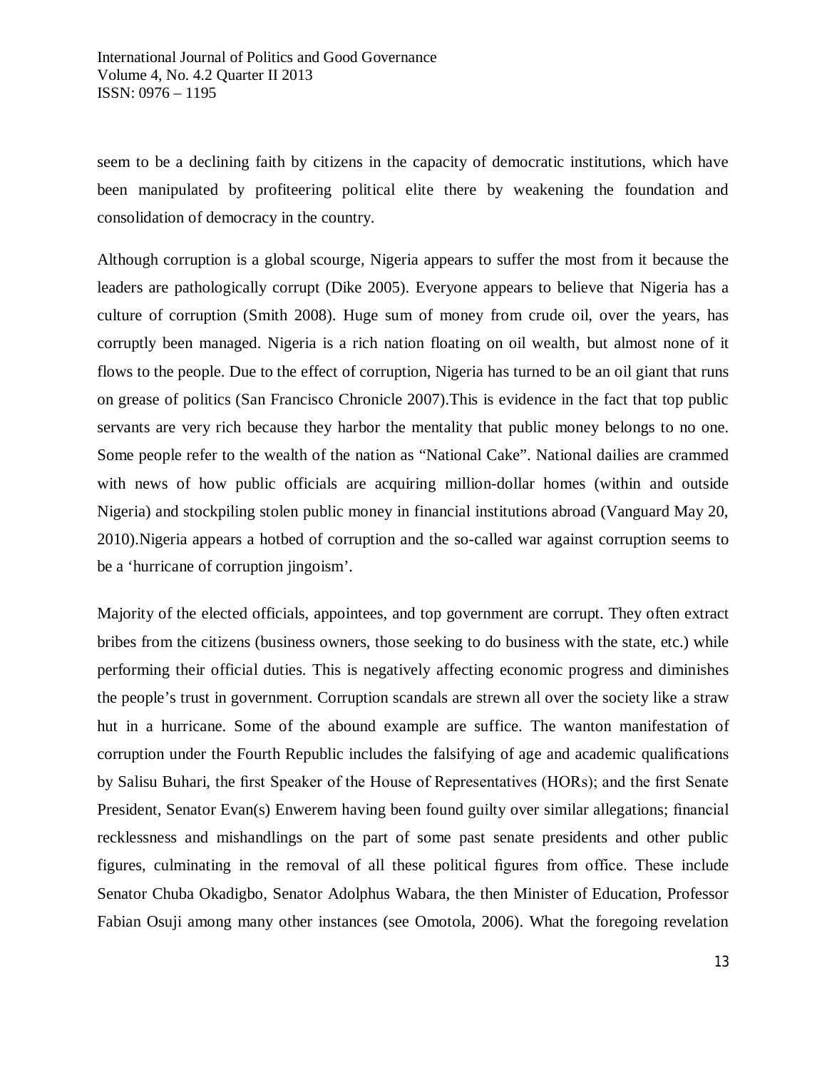seem to be a declining faith by citizens in the capacity of democratic institutions, which have been manipulated by profiteering political elite there by weakening the foundation and consolidation of democracy in the country.

Although corruption is a global scourge, Nigeria appears to suffer the most from it because the leaders are pathologically corrupt (Dike 2005). Everyone appears to believe that Nigeria has a culture of corruption (Smith 2008). Huge sum of money from crude oil, over the years, has corruptly been managed. Nigeria is a rich nation floating on oil wealth, but almost none of it flows to the people. Due to the effect of corruption, Nigeria has turned to be an oil giant that runs on grease of politics (San Francisco Chronicle 2007).This is evidence in the fact that top public servants are very rich because they harbor the mentality that public money belongs to no one. Some people refer to the wealth of the nation as "National Cake". National dailies are crammed with news of how public officials are acquiring million-dollar homes (within and outside Nigeria) and stockpiling stolen public money in financial institutions abroad (Vanguard May 20, 2010).Nigeria appears a hotbed of corruption and the so-called war against corruption seems to be a 'hurricane of corruption jingoism'.

Majority of the elected officials, appointees, and top government are corrupt. They often extract bribes from the citizens (business owners, those seeking to do business with the state, etc.) while performing their official duties. This is negatively affecting economic progress and diminishes the people's trust in government. Corruption scandals are strewn all over the society like a straw hut in a hurricane. Some of the abound example are suffice. The wanton manifestation of corruption under the Fourth Republic includes the falsifying of age and academic qualifications by Salisu Buhari, the first Speaker of the House of Representatives (HORs); and the first Senate President, Senator Evan(s) Enwerem having been found guilty over similar allegations; financial recklessness and mishandlings on the part of some past senate presidents and other public figures, culminating in the removal of all these political figures from office. These include Senator Chuba Okadigbo, Senator Adolphus Wabara, the then Minister of Education, Professor Fabian Osuji among many other instances (see Omotola, 2006). What the foregoing revelation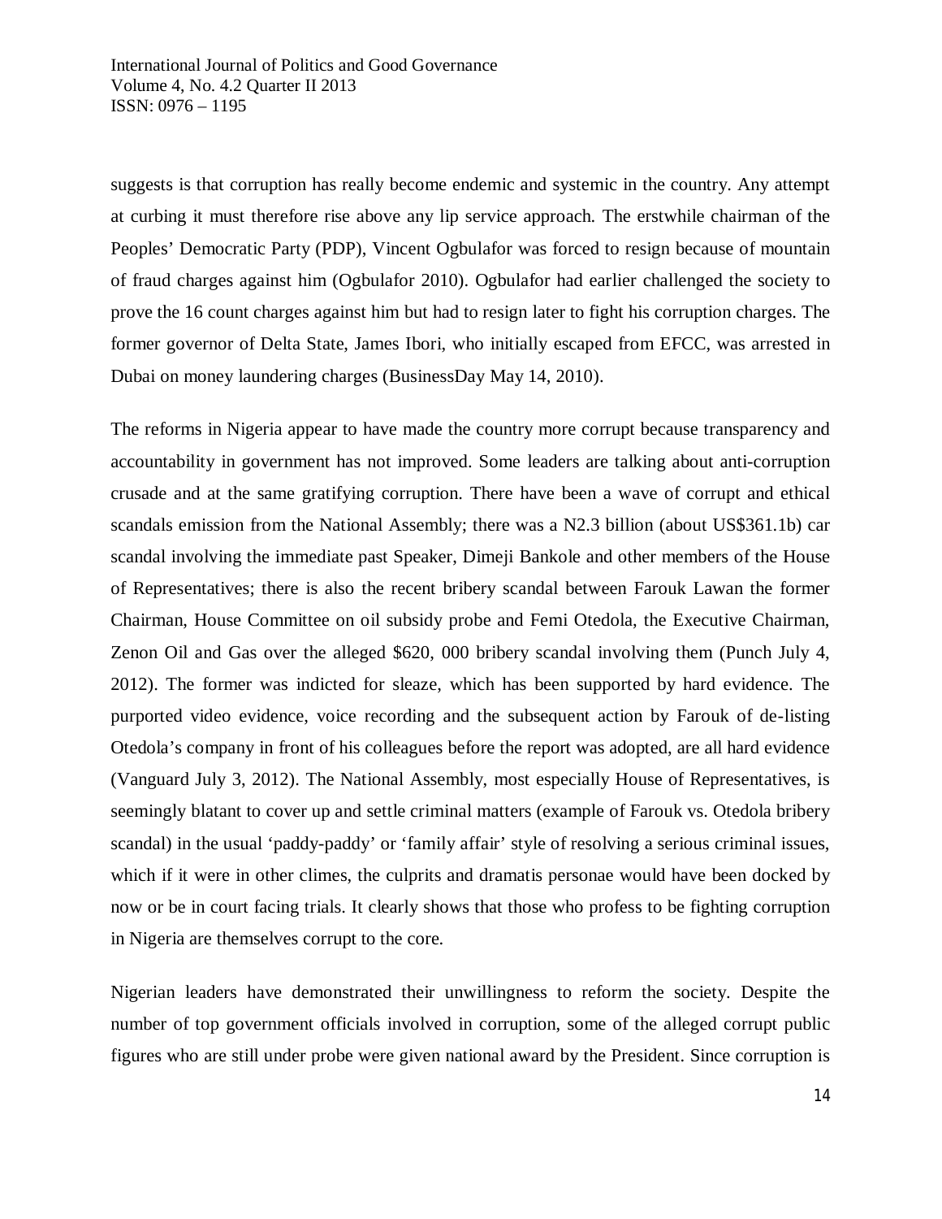suggests is that corruption has really become endemic and systemic in the country. Any attempt at curbing it must therefore rise above any lip service approach. The erstwhile chairman of the Peoples' Democratic Party (PDP), Vincent Ogbulafor was forced to resign because of mountain of fraud charges against him (Ogbulafor 2010). Ogbulafor had earlier challenged the society to prove the 16 count charges against him but had to resign later to fight his corruption charges. The former governor of Delta State, James Ibori, who initially escaped from EFCC, was arrested in Dubai on money laundering charges (BusinessDay May 14, 2010).

The reforms in Nigeria appear to have made the country more corrupt because transparency and accountability in government has not improved. Some leaders are talking about anti-corruption crusade and at the same gratifying corruption. There have been a wave of corrupt and ethical scandals emission from the National Assembly; there was a N2.3 billion (about US$361.1b) car scandal involving the immediate past Speaker, Dimeji Bankole and other members of the House of Representatives; there is also the recent bribery scandal between Farouk Lawan the former Chairman, House Committee on oil subsidy probe and Femi Otedola, the Executive Chairman, Zenon Oil and Gas over the alleged $620, 000 bribery scandal involving them (Punch July 4, 2012). The former was indicted for sleaze, which has been supported by hard evidence. The purported video evidence, voice recording and the subsequent action by Farouk of de-listing Otedola's company in front of his colleagues before the report was adopted, are all hard evidence (Vanguard July 3, 2012). The National Assembly, most especially House of Representatives, is seemingly blatant to cover up and settle criminal matters (example of Farouk vs. Otedola bribery scandal) in the usual 'paddy-paddy' or 'family affair' style of resolving a serious criminal issues, which if it were in other climes, the culprits and dramatis personae would have been docked by now or be in court facing trials. It clearly shows that those who profess to be fighting corruption in Nigeria are themselves corrupt to the core.

Nigerian leaders have demonstrated their unwillingness to reform the society. Despite the number of top government officials involved in corruption, some of the alleged corrupt public figures who are still under probe were given national award by the President. Since corruption is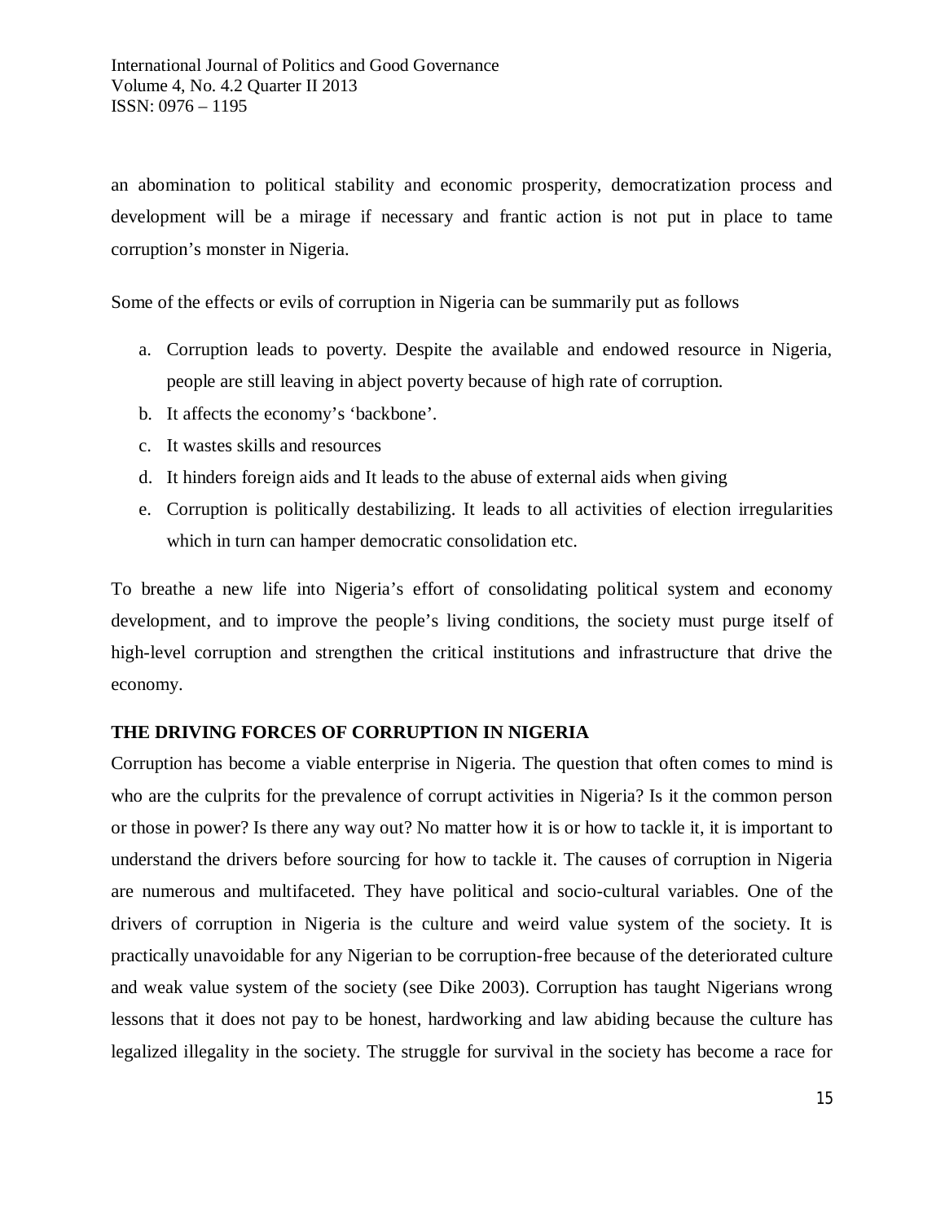an abomination to political stability and economic prosperity, democratization process and development will be a mirage if necessary and frantic action is not put in place to tame corruption's monster in Nigeria.

Some of the effects or evils of corruption in Nigeria can be summarily put as follows

a. Corruption leads to poverty. Despite the available and endowed resource in Nigeria, people are still leaving in abject poverty because of high rate of corruption.
b. It affects the economy's 'backbone'.
c. It wastes skills and resources
d. It hinders foreign aids and It leads to the abuse of external aids when giving
e. Corruption is politically destabilizing. It leads to all activities of election irregularities which in turn can hamper democratic consolidation etc.

To breathe a new life into Nigeria's effort of consolidating political system and economy development, and to improve the people's living conditions, the society must purge itself of high-level corruption and strengthen the critical institutions and infrastructure that drive the economy.

## THE DRIVING FORCES OF CORRUPTION IN NIGERIA

Corruption has become a viable enterprise in Nigeria. The question that often comes to mind is who are the culprits for the prevalence of corrupt activities in Nigeria? Is it the common person or those in power? Is there any way out? No matter how it is or how to tackle it, it is important to understand the drivers before sourcing for how to tackle it. The causes of corruption in Nigeria are numerous and multifaceted. They have political and socio-cultural variables. One of the drivers of corruption in Nigeria is the culture and weird value system of the society. It is practically unavoidable for any Nigerian to be corruption-free because of the deteriorated culture and weak value system of the society (see Dike 2003). Corruption has taught Nigerians wrong lessons that it does not pay to be honest, hardworking and law abiding because the culture has legalized illegality in the society. The struggle for survival in the society has become a race for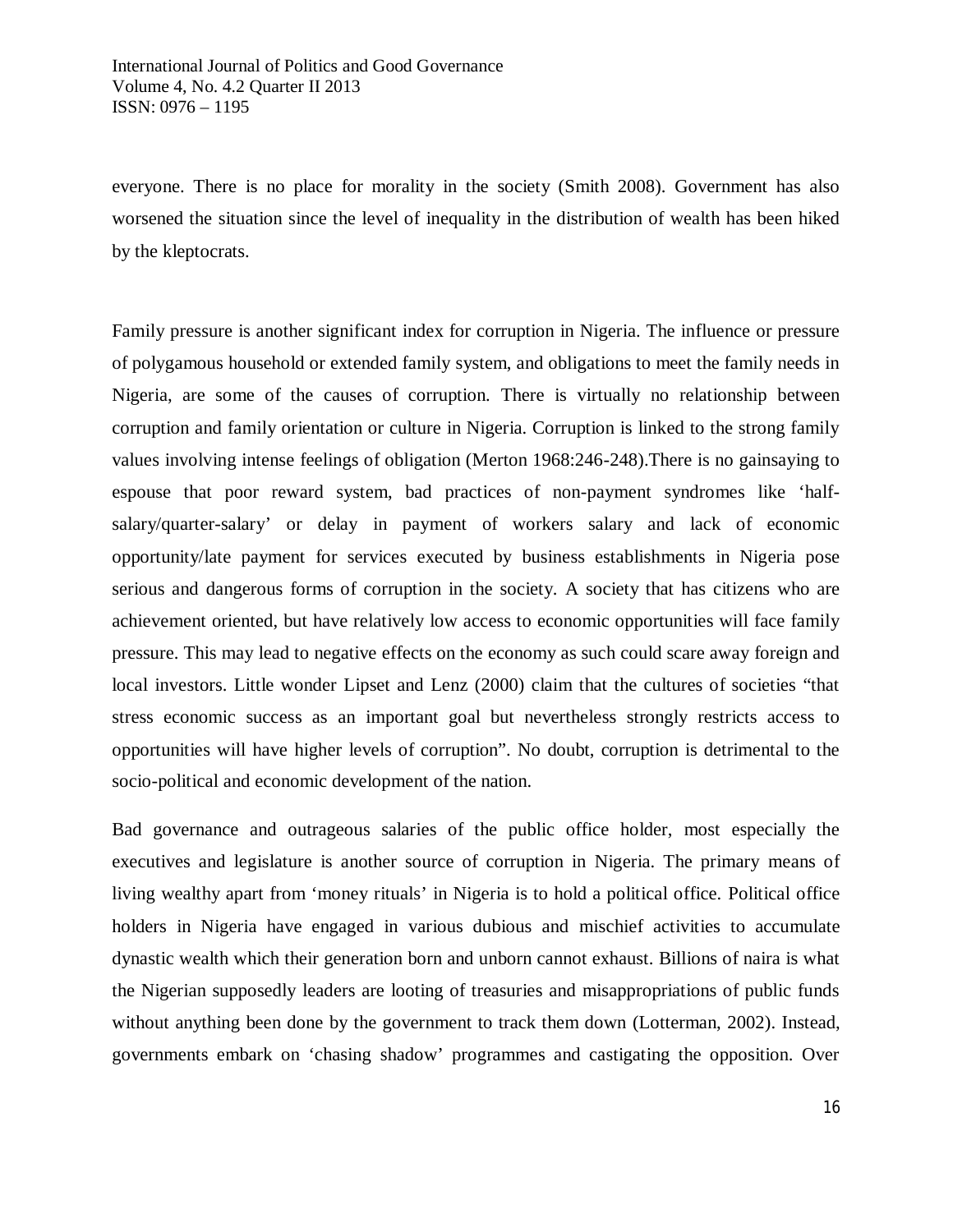everyone. There is no place for morality in the society (Smith 2008). Government has also worsened the situation since the level of inequality in the distribution of wealth has been hiked by the kleptocrats.

Family pressure is another significant index for corruption in Nigeria. The influence or pressure of polygamous household or extended family system, and obligations to meet the family needs in Nigeria, are some of the causes of corruption. There is virtually no relationship between corruption and family orientation or culture in Nigeria. Corruption is linked to the strong family values involving intense feelings of obligation (Merton 1968:246-248).There is no gainsaying to espouse that poor reward system, bad practices of non-payment syndromes like 'half-salary/quarter-salary' or delay in payment of workers salary and lack of economic opportunity/late payment for services executed by business establishments in Nigeria pose serious and dangerous forms of corruption in the society. A society that has citizens who are achievement oriented, but have relatively low access to economic opportunities will face family pressure. This may lead to negative effects on the economy as such could scare away foreign and local investors. Little wonder Lipset and Lenz (2000) claim that the cultures of societies "that stress economic success as an important goal but nevertheless strongly restricts access to opportunities will have higher levels of corruption". No doubt, corruption is detrimental to the socio-political and economic development of the nation.

Bad governance and outrageous salaries of the public office holder, most especially the executives and legislature is another source of corruption in Nigeria. The primary means of living wealthy apart from 'money rituals' in Nigeria is to hold a political office. Political office holders in Nigeria have engaged in various dubious and mischief activities to accumulate dynastic wealth which their generation born and unborn cannot exhaust. Billions of naira is what the Nigerian supposedly leaders are looting of treasuries and misappropriations of public funds without anything been done by the government to track them down (Lotterman, 2002). Instead, governments embark on 'chasing shadow' programmes and castigating the opposition. Over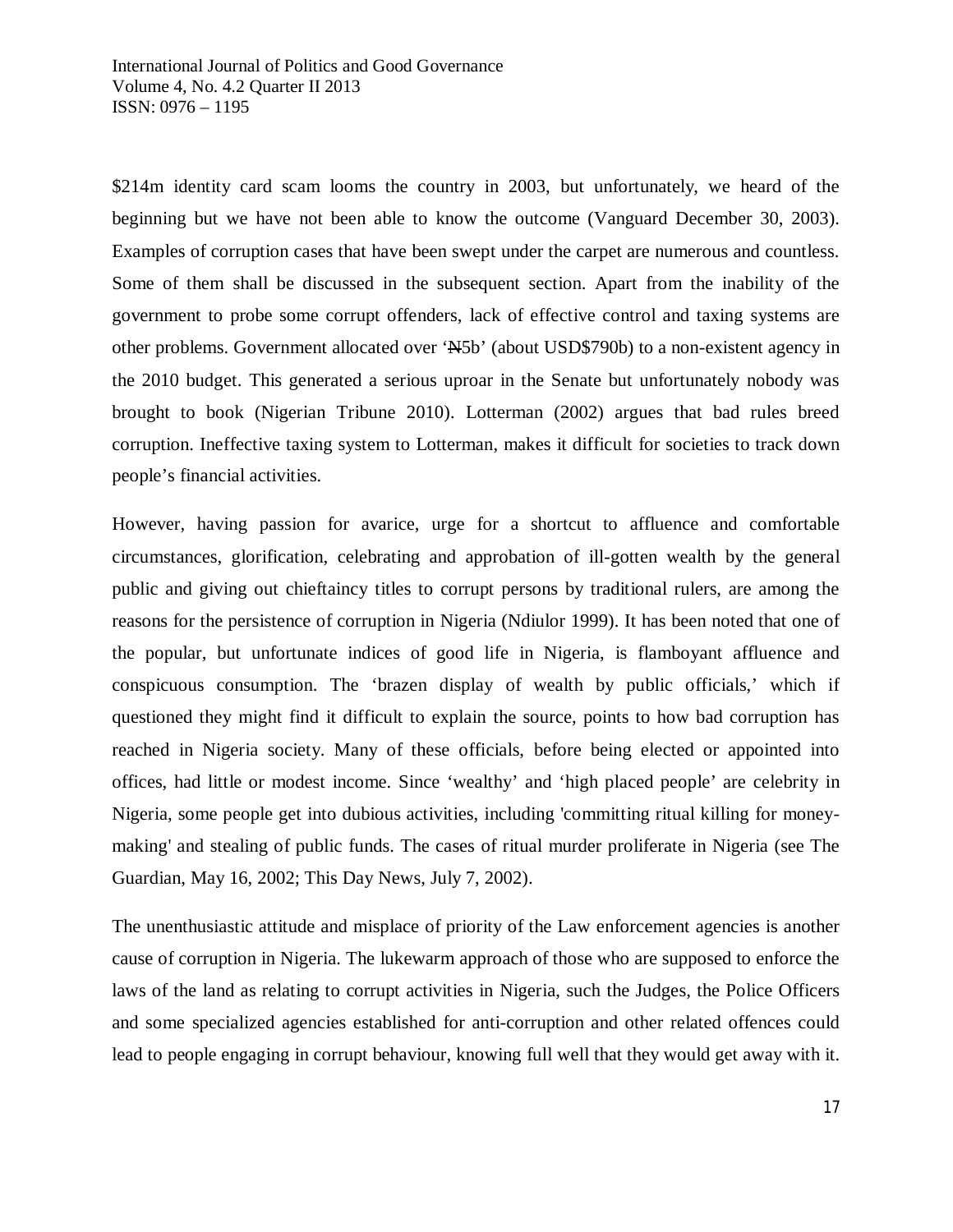$214m identity card scam looms the country in 2003, but unfortunately, we heard of the beginning but we have not been able to know the outcome (Vanguard December 30, 2003). Examples of corruption cases that have been swept under the carpet are numerous and countless. Some of them shall be discussed in the subsequent section. Apart from the inability of the government to probe some corrupt offenders, lack of effective control and taxing systems are other problems. Government allocated over '₦5b' (about USD$790b) to a non-existent agency in the 2010 budget. This generated a serious uproar in the Senate but unfortunately nobody was brought to book (Nigerian Tribune 2010). Lotterman (2002) argues that bad rules breed corruption. Ineffective taxing system to Lotterman, makes it difficult for societies to track down people's financial activities.

However, having passion for avarice, urge for a shortcut to affluence and comfortable circumstances, glorification, celebrating and approbation of ill-gotten wealth by the general public and giving out chieftaincy titles to corrupt persons by traditional rulers, are among the reasons for the persistence of corruption in Nigeria (Ndiulor 1999). It has been noted that one of the popular, but unfortunate indices of good life in Nigeria, is flamboyant affluence and conspicuous consumption. The 'brazen display of wealth by public officials,' which if questioned they might find it difficult to explain the source, points to how bad corruption has reached in Nigeria society. Many of these officials, before being elected or appointed into offices, had little or modest income. Since 'wealthy' and 'high placed people' are celebrity in Nigeria, some people get into dubious activities, including 'committing ritual killing for money-making' and stealing of public funds. The cases of ritual murder proliferate in Nigeria (see The Guardian, May 16, 2002; This Day News, July 7, 2002).

The unenthusiastic attitude and misplace of priority of the Law enforcement agencies is another cause of corruption in Nigeria. The lukewarm approach of those who are supposed to enforce the laws of the land as relating to corrupt activities in Nigeria, such the Judges, the Police Officers and some specialized agencies established for anti-corruption and other related offences could lead to people engaging in corrupt behaviour, knowing full well that they would get away with it.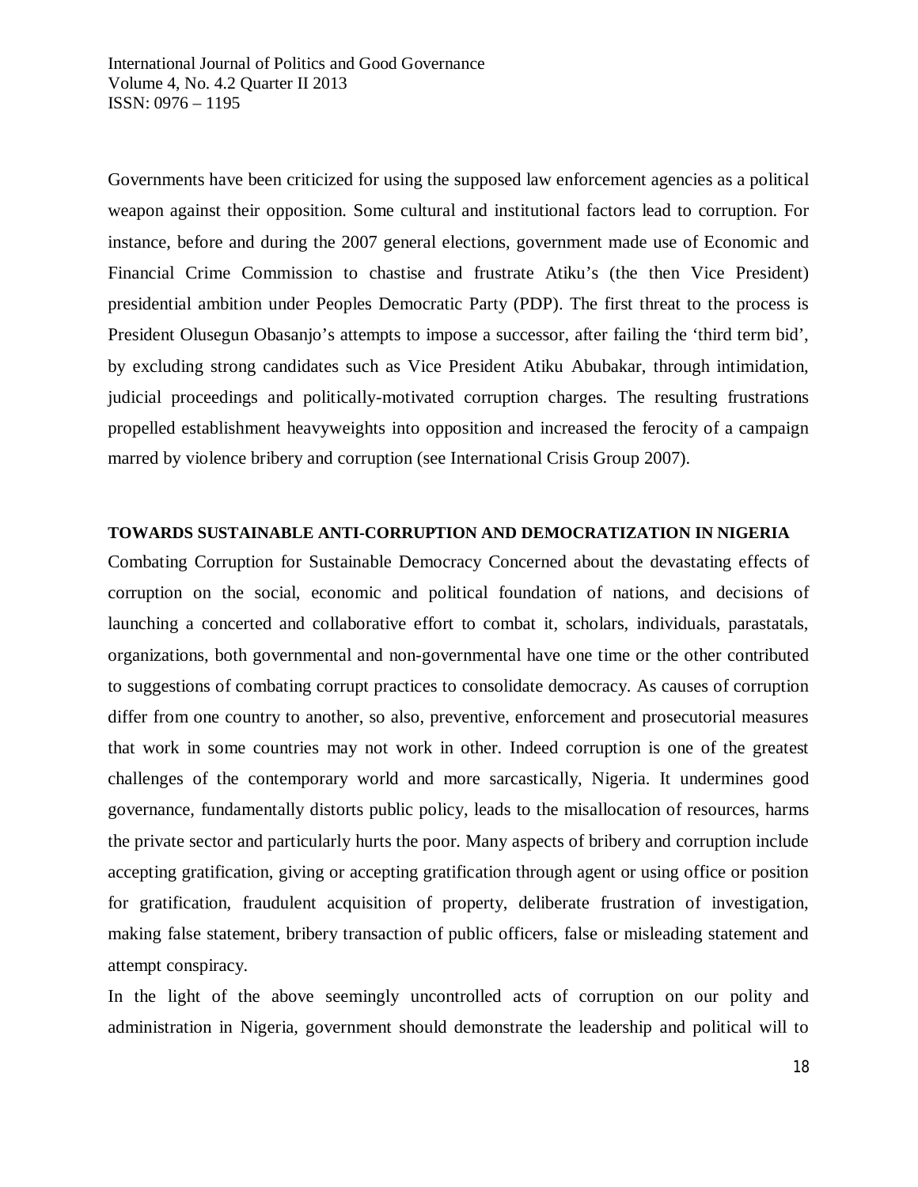Governments have been criticized for using the supposed law enforcement agencies as a political weapon against their opposition. Some cultural and institutional factors lead to corruption. For instance, before and during the 2007 general elections, government made use of Economic and Financial Crime Commission to chastise and frustrate Atiku's (the then Vice President) presidential ambition under Peoples Democratic Party (PDP). The first threat to the process is President Olusegun Obasanjo's attempts to impose a successor, after failing the 'third term bid', by excluding strong candidates such as Vice President Atiku Abubakar, through intimidation, judicial proceedings and politically-motivated corruption charges. The resulting frustrations propelled establishment heavyweights into opposition and increased the ferocity of a campaign marred by violence bribery and corruption (see International Crisis Group 2007).

**TOWARDS SUSTAINABLE ANTI-CORRUPTION AND DEMOCRATIZATION IN NIGERIA**

Combating Corruption for Sustainable Democracy Concerned about the devastating effects of corruption on the social, economic and political foundation of nations, and decisions of launching a concerted and collaborative effort to combat it, scholars, individuals, parastatals, organizations, both governmental and non-governmental have one time or the other contributed to suggestions of combating corrupt practices to consolidate democracy. As causes of corruption differ from one country to another, so also, preventive, enforcement and prosecutorial measures that work in some countries may not work in other. Indeed corruption is one of the greatest challenges of the contemporary world and more sarcastically, Nigeria. It undermines good governance, fundamentally distorts public policy, leads to the misallocation of resources, harms the private sector and particularly hurts the poor. Many aspects of bribery and corruption include accepting gratification, giving or accepting gratification through agent or using office or position for gratification, fraudulent acquisition of property, deliberate frustration of investigation, making false statement, bribery transaction of public officers, false or misleading statement and attempt conspiracy.

In the light of the above seemingly uncontrolled acts of corruption on our polity and administration in Nigeria, government should demonstrate the leadership and political will to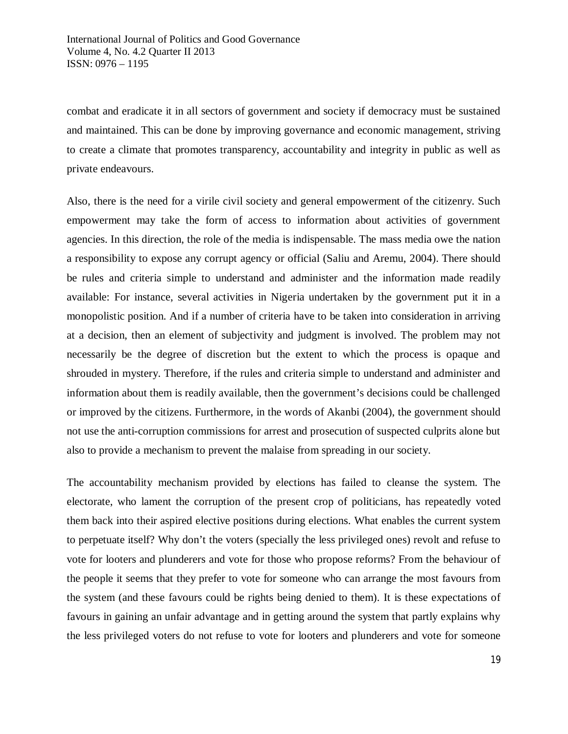combat and eradicate it in all sectors of government and society if democracy must be sustained and maintained. This can be done by improving governance and economic management, striving to create a climate that promotes transparency, accountability and integrity in public as well as private endeavours.

Also, there is the need for a virile civil society and general empowerment of the citizenry. Such empowerment may take the form of access to information about activities of government agencies. In this direction, the role of the media is indispensable. The mass media owe the nation a responsibility to expose any corrupt agency or official (Saliu and Aremu, 2004). There should be rules and criteria simple to understand and administer and the information made readily available: For instance, several activities in Nigeria undertaken by the government put it in a monopolistic position. And if a number of criteria have to be taken into consideration in arriving at a decision, then an element of subjectivity and judgment is involved. The problem may not necessarily be the degree of discretion but the extent to which the process is opaque and shrouded in mystery. Therefore, if the rules and criteria simple to understand and administer and information about them is readily available, then the government's decisions could be challenged or improved by the citizens. Furthermore, in the words of Akanbi (2004), the government should not use the anti-corruption commissions for arrest and prosecution of suspected culprits alone but also to provide a mechanism to prevent the malaise from spreading in our society.

The accountability mechanism provided by elections has failed to cleanse the system. The electorate, who lament the corruption of the present crop of politicians, has repeatedly voted them back into their aspired elective positions during elections. What enables the current system to perpetuate itself? Why don't the voters (specially the less privileged ones) revolt and refuse to vote for looters and plunderers and vote for those who propose reforms? From the behaviour of the people it seems that they prefer to vote for someone who can arrange the most favours from the system (and these favours could be rights being denied to them). It is these expectations of favours in gaining an unfair advantage and in getting around the system that partly explains why the less privileged voters do not refuse to vote for looters and plunderers and vote for someone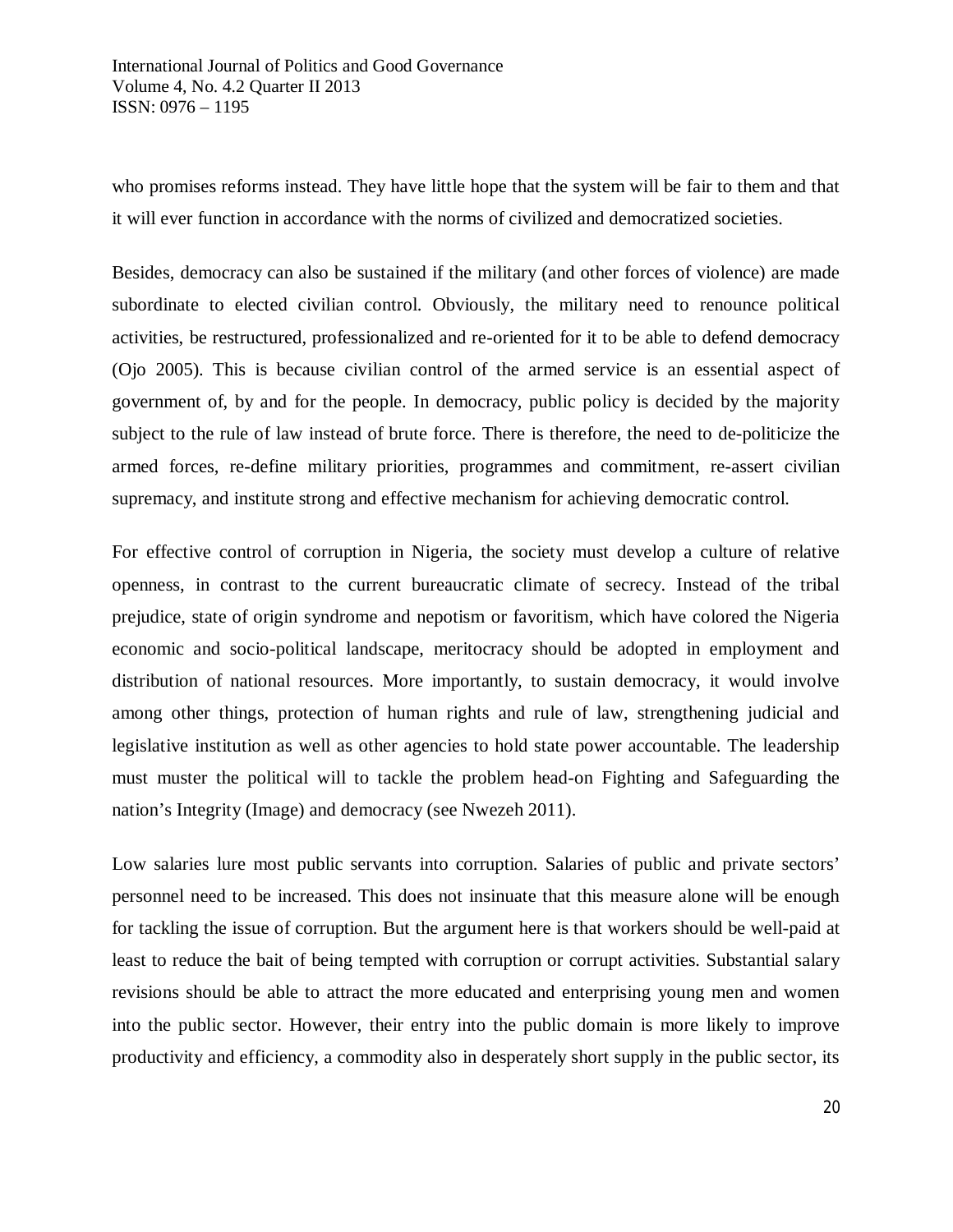who promises reforms instead. They have little hope that the system will be fair to them and that it will ever function in accordance with the norms of civilized and democratized societies.

Besides, democracy can also be sustained if the military (and other forces of violence) are made subordinate to elected civilian control. Obviously, the military need to renounce political activities, be restructured, professionalized and re-oriented for it to be able to defend democracy (Ojo 2005). This is because civilian control of the armed service is an essential aspect of government of, by and for the people. In democracy, public policy is decided by the majority subject to the rule of law instead of brute force. There is therefore, the need to de-politicize the armed forces, re-define military priorities, programmes and commitment, re-assert civilian supremacy, and institute strong and effective mechanism for achieving democratic control.

For effective control of corruption in Nigeria, the society must develop a culture of relative openness, in contrast to the current bureaucratic climate of secrecy. Instead of the tribal prejudice, state of origin syndrome and nepotism or favoritism, which have colored the Nigeria economic and socio-political landscape, meritocracy should be adopted in employment and distribution of national resources. More importantly, to sustain democracy, it would involve among other things, protection of human rights and rule of law, strengthening judicial and legislative institution as well as other agencies to hold state power accountable. The leadership must muster the political will to tackle the problem head-on Fighting and Safeguarding the nation's Integrity (Image) and democracy (see Nwezeh 2011).

Low salaries lure most public servants into corruption. Salaries of public and private sectors' personnel need to be increased. This does not insinuate that this measure alone will be enough for tackling the issue of corruption. But the argument here is that workers should be well-paid at least to reduce the bait of being tempted with corruption or corrupt activities. Substantial salary revisions should be able to attract the more educated and enterprising young men and women into the public sector. However, their entry into the public domain is more likely to improve productivity and efficiency, a commodity also in desperately short supply in the public sector, its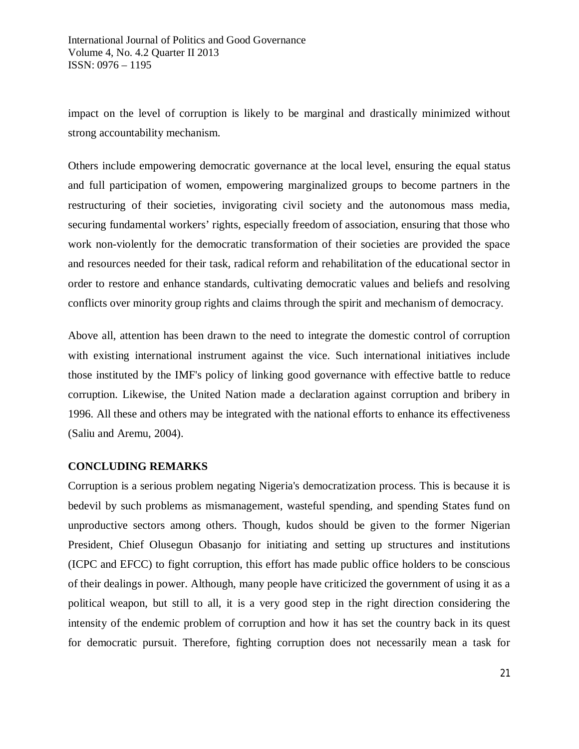impact on the level of corruption is likely to be marginal and drastically minimized without strong accountability mechanism.

Others include empowering democratic governance at the local level, ensuring the equal status and full participation of women, empowering marginalized groups to become partners in the restructuring of their societies, invigorating civil society and the autonomous mass media, securing fundamental workers' rights, especially freedom of association, ensuring that those who work non-violently for the democratic transformation of their societies are provided the space and resources needed for their task, radical reform and rehabilitation of the educational sector in order to restore and enhance standards, cultivating democratic values and beliefs and resolving conflicts over minority group rights and claims through the spirit and mechanism of democracy.

Above all, attention has been drawn to the need to integrate the domestic control of corruption with existing international instrument against the vice. Such international initiatives include those instituted by the IMF's policy of linking good governance with effective battle to reduce corruption. Likewise, the United Nation made a declaration against corruption and bribery in 1996. All these and others may be integrated with the national efforts to enhance its effectiveness (Saliu and Aremu, 2004).

## CONCLUDING REMARKS

Corruption is a serious problem negating Nigeria's democratization process. This is because it is bedevil by such problems as mismanagement, wasteful spending, and spending States fund on unproductive sectors among others. Though, kudos should be given to the former Nigerian President, Chief Olusegun Obasanjo for initiating and setting up structures and institutions (ICPC and EFCC) to fight corruption, this effort has made public office holders to be conscious of their dealings in power. Although, many people have criticized the government of using it as a political weapon, but still to all, it is a very good step in the right direction considering the intensity of the endemic problem of corruption and how it has set the country back in its quest for democratic pursuit. Therefore, fighting corruption does not necessarily mean a task for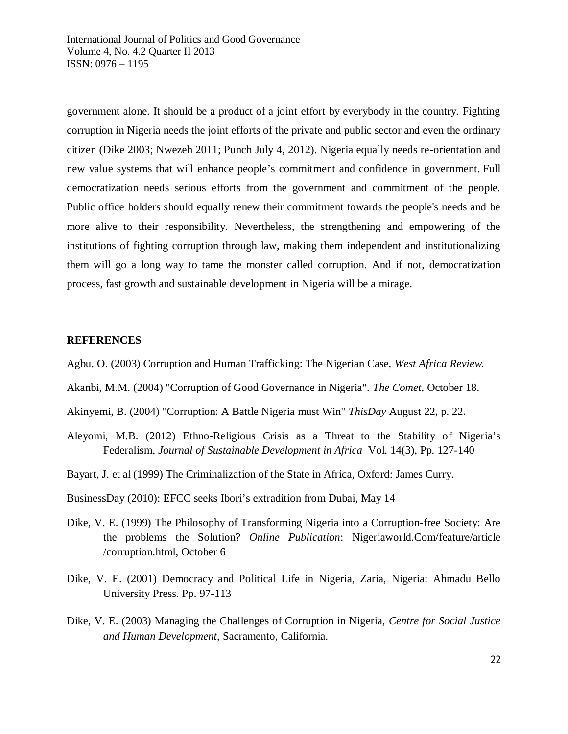government alone. It should be a product of a joint effort by everybody in the country. Fighting corruption in Nigeria needs the joint efforts of the private and public sector and even the ordinary citizen (Dike 2003; Nwezeh 2011; Punch July 4, 2012). Nigeria equally needs re-orientation and new value systems that will enhance people's commitment and confidence in government. Full democratization needs serious efforts from the government and commitment of the people. Public office holders should equally renew their commitment towards the people's needs and be more alive to their responsibility. Nevertheless, the strengthening and empowering of the institutions of fighting corruption through law, making them independent and institutionalizing them will go a long way to tame the monster called corruption. And if not, democratization process, fast growth and sustainable development in Nigeria will be a mirage.

## REFERENCES

Agbu, O. (2003) Corruption and Human Trafficking: The Nigerian Case, *West Africa Review*.

Akanbi, M.M. (2004) "Corruption of Good Governance in Nigeria". *The Comet,* October 18.

Akinyemi, B. (2004) "Corruption: A Battle Nigeria must Win" *ThisDay* August 22, p. 22.

Aleyomi, M.B. (2012) Ethno-Religious Crisis as a Threat to the Stability of Nigeria's Federalism, *Journal of Sustainable Development in Africa* Vol. 14(3), Pp. 127-140

Bayart, J. et al (1999) The Criminalization of the State in Africa, Oxford: James Curry.

BusinessDay (2010): EFCC seeks Ibori's extradition from Dubai, May 14

Dike, V. E. (1999) The Philosophy of Transforming Nigeria into a Corruption-free Society: Are the problems the Solution? *Online Publication*: Nigeriaworld.Com/feature/article /corruption.html, October 6

Dike, V. E. (2001) Democracy and Political Life in Nigeria, Zaria, Nigeria: Ahmadu Bello University Press. Pp. 97-113

Dike, V. E. (2003) Managing the Challenges of Corruption in Nigeria, *Centre for Social Justice and Human Development,* Sacramento, California.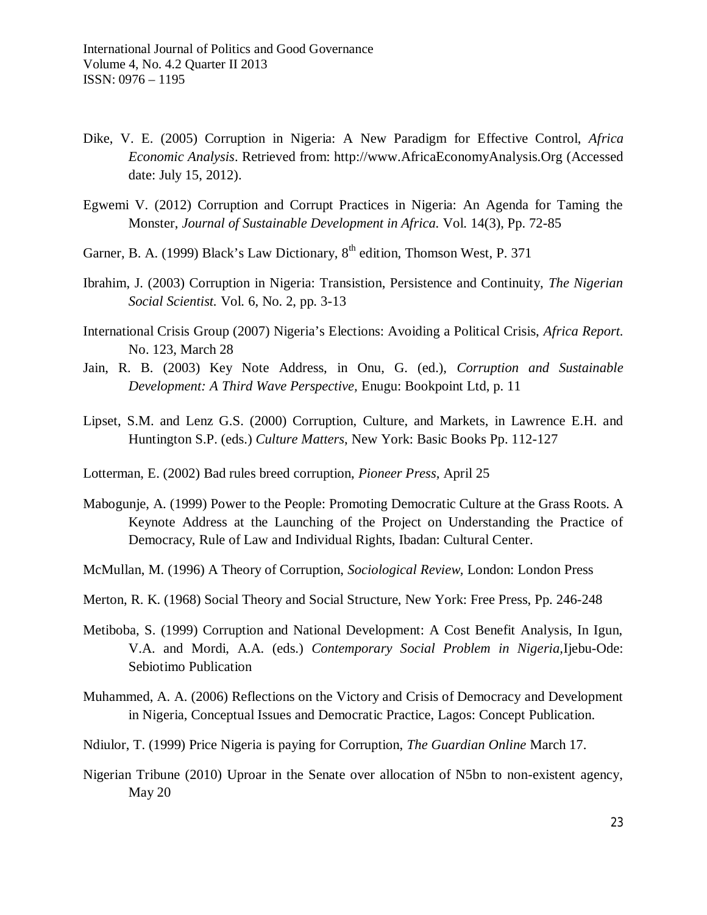Dike, V. E. (2005) Corruption in Nigeria: A New Paradigm for Effective Control, *Africa Economic Analysis*. Retrieved from: http://www.AfricaEconomyAnalysis.Org (Accessed date: July 15, 2012).

Egwemi V. (2012) Corruption and Corrupt Practices in Nigeria: An Agenda for Taming the Monster, *Journal of Sustainable Development in Africa.* Vol. 14(3), Pp. 72-85

Garner, B. A. (1999) Black's Law Dictionary, 8th edition, Thomson West, P. 371

Ibrahim, J. (2003) Corruption in Nigeria: Transistion, Persistence and Continuity, *The Nigerian Social Scientist.* Vol. 6, No. 2, pp. 3-13

International Crisis Group (2007) Nigeria's Elections: Avoiding a Political Crisis, *Africa Report.* No. 123, March 28

Jain, R. B. (2003) Key Note Address, in Onu, G. (ed.), *Corruption and Sustainable Development: A Third Wave Perspective,* Enugu: Bookpoint Ltd, p. 11

Lipset, S.M. and Lenz G.S. (2000) Corruption, Culture, and Markets, in Lawrence E.H. and Huntington S.P. (eds.) *Culture Matters,* New York: Basic Books Pp. 112-127

Lotterman, E. (2002) Bad rules breed corruption, *Pioneer Press,* April 25

Mabogunje, A. (1999) Power to the People: Promoting Democratic Culture at the Grass Roots. A Keynote Address at the Launching of the Project on Understanding the Practice of Democracy, Rule of Law and Individual Rights, Ibadan: Cultural Center.

McMullan, M. (1996) A Theory of Corruption, *Sociological Review,* London: London Press

Merton, R. K. (1968) Social Theory and Social Structure, New York: Free Press, Pp. 246-248

Metiboba, S. (1999) Corruption and National Development: A Cost Benefit Analysis, In Igun, V.A. and Mordi, A.A. (eds.) *Contemporary Social Problem in Nigeria,*Ijebu-Ode: Sebiotimo Publication

Muhammed, A. A. (2006) Reflections on the Victory and Crisis of Democracy and Development in Nigeria, Conceptual Issues and Democratic Practice, Lagos: Concept Publication.

Ndiulor, T. (1999) Price Nigeria is paying for Corruption, *The Guardian Online* March 17.

Nigerian Tribune (2010) Uproar in the Senate over allocation of N5bn to non-existent agency, May 20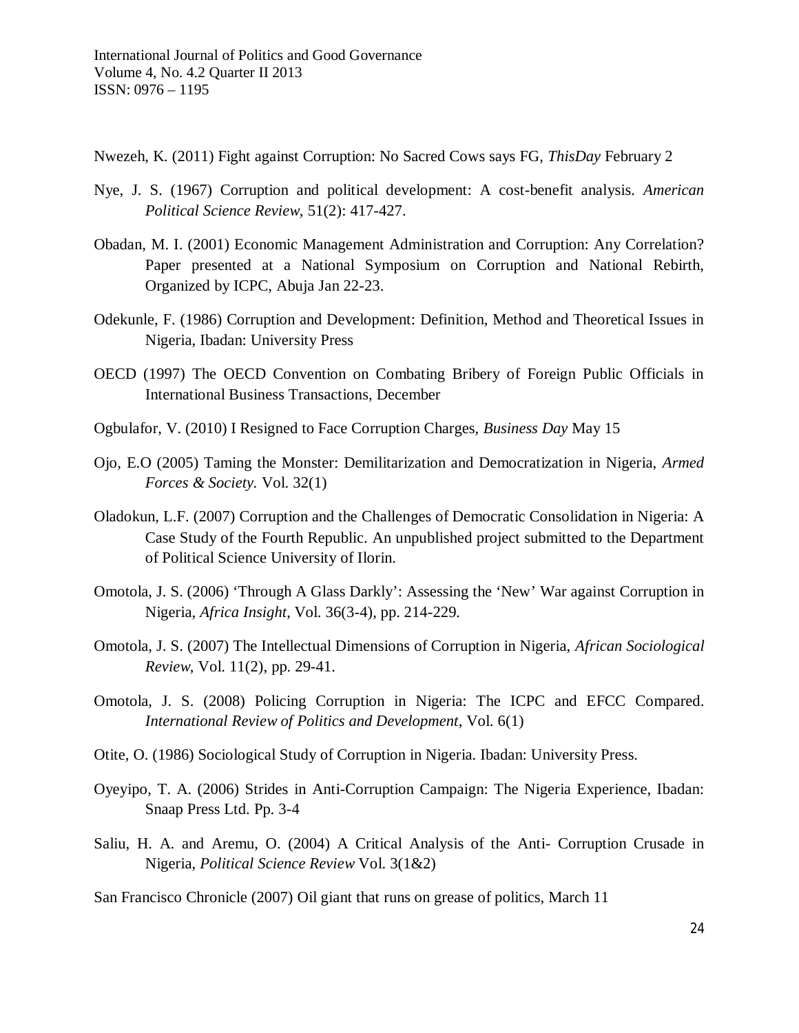Nwezeh, K. (2011) Fight against Corruption: No Sacred Cows says FG, *ThisDay* February 2

Nye, J. S. (1967) Corruption and political development: A cost-benefit analysis. *American Political Science Review*, 51(2): 417-427.

Obadan, M. I. (2001) Economic Management Administration and Corruption: Any Correlation? Paper presented at a National Symposium on Corruption and National Rebirth, Organized by ICPC, Abuja Jan 22-23.

Odekunle, F. (1986) Corruption and Development: Definition, Method and Theoretical Issues in Nigeria, Ibadan: University Press

OECD (1997) The OECD Convention on Combating Bribery of Foreign Public Officials in International Business Transactions, December

Ogbulafor, V. (2010) I Resigned to Face Corruption Charges, *Business Day* May 15

Ojo, E.O (2005) Taming the Monster: Demilitarization and Democratization in Nigeria, *Armed Forces & Society.* Vol. 32(1)

Oladokun, L.F. (2007) Corruption and the Challenges of Democratic Consolidation in Nigeria: A Case Study of the Fourth Republic. An unpublished project submitted to the Department of Political Science University of Ilorin.

Omotola, J. S. (2006) 'Through A Glass Darkly': Assessing the 'New' War against Corruption in Nigeria, *Africa Insight*, Vol. 36(3-4), pp. 214-229.

Omotola, J. S. (2007) The Intellectual Dimensions of Corruption in Nigeria, *African Sociological Review*, Vol. 11(2), pp. 29-41.

Omotola, J. S. (2008) Policing Corruption in Nigeria: The ICPC and EFCC Compared. *International Review of Politics and Development*, Vol. 6(1)

Otite, O. (1986) Sociological Study of Corruption in Nigeria. Ibadan: University Press.

Oyeyipo, T. A. (2006) Strides in Anti-Corruption Campaign: The Nigeria Experience, Ibadan: Snaap Press Ltd. Pp. 3-4

Saliu, H. A. and Aremu, O. (2004) A Critical Analysis of the Anti- Corruption Crusade in Nigeria, *Political Science Review* Vol. 3(1&2)

San Francisco Chronicle (2007) Oil giant that runs on grease of politics, March 11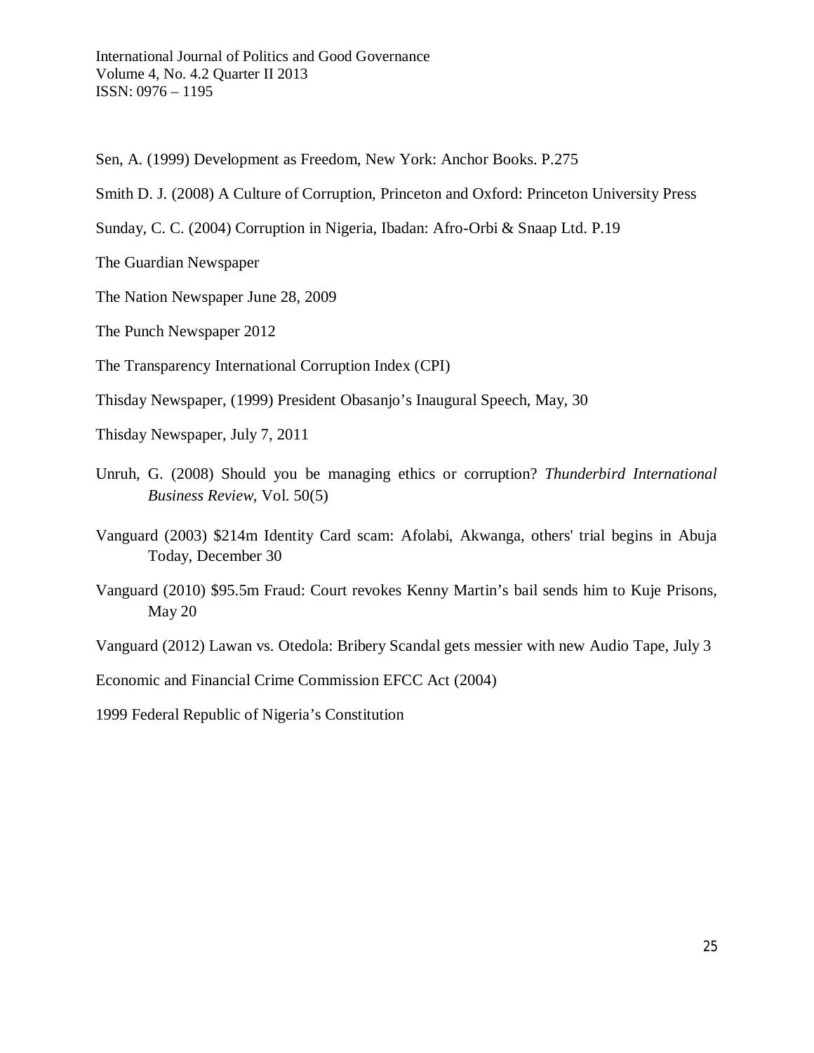Sen, A. (1999) Development as Freedom, New York: Anchor Books. P.275

Smith D. J. (2008) A Culture of Corruption, Princeton and Oxford: Princeton University Press

Sunday, C. C. (2004) Corruption in Nigeria, Ibadan: Afro-Orbi & Snaap Ltd. P.19

The Guardian Newspaper

The Nation Newspaper June 28, 2009

The Punch Newspaper 2012

The Transparency International Corruption Index (CPI)

Thisday Newspaper, (1999) President Obasanjo's Inaugural Speech, May, 30

Thisday Newspaper, July 7, 2011

Unruh, G. (2008) Should you be managing ethics or corruption? *Thunderbird International Business Review*, Vol. 50(5)

Vanguard (2003) $214m Identity Card scam: Afolabi, Akwanga, others' trial begins in Abuja Today, December 30

Vanguard (2010) $95.5m Fraud: Court revokes Kenny Martin's bail sends him to Kuje Prisons, May 20

Vanguard (2012) Lawan vs. Otedola: Bribery Scandal gets messier with new Audio Tape, July 3

Economic and Financial Crime Commission EFCC Act (2004)

1999 Federal Republic of Nigeria's Constitution